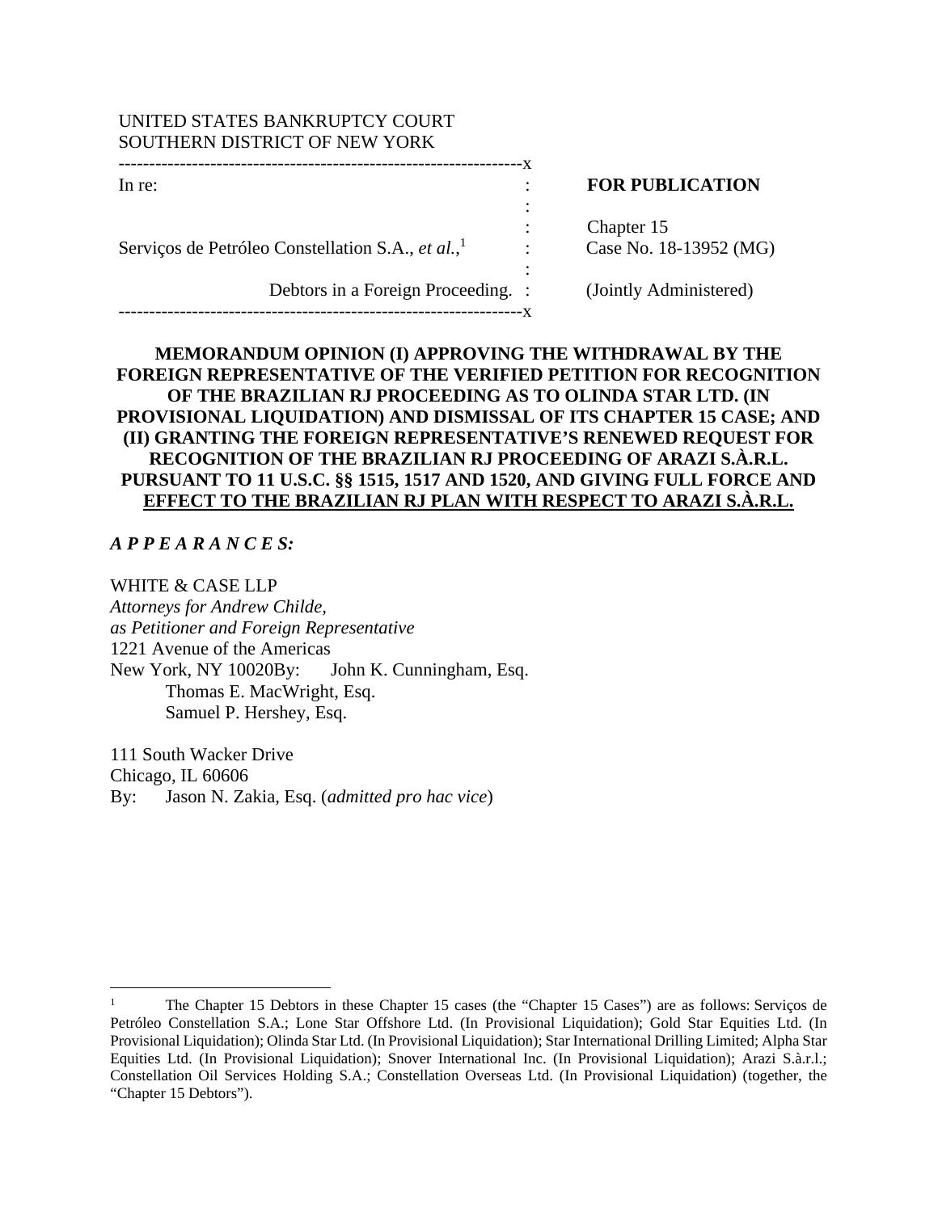UNITED STATES BANKRUPTCY COURT
SOUTHERN DISTRICT OF NEW YORK

| | | |
|---|---|---|
| In re: | : | **FOR PUBLICATION** |
| | : | |
| | : | Chapter 15 |
| Serviços de Petróleo Constellation S.A., *et al.*,[1] | : | Case No. 18-13952 (MG) |
| | : | |
| Debtors in a Foreign Proceeding. | : | (Jointly Administered) |

**MEMORANDUM OPINION (I) APPROVING THE WITHDRAWAL BY THE FOREIGN REPRESENTATIVE OF THE VERIFIED PETITION FOR RECOGNITION OF THE BRAZILIAN RJ PROCEEDING AS TO OLINDA STAR LTD. (IN PROVISIONAL LIQUIDATION) AND DISMISSAL OF ITS CHAPTER 15 CASE; AND (II) GRANTING THE FOREIGN REPRESENTATIVE'S RENEWED REQUEST FOR RECOGNITION OF THE BRAZILIAN RJ PROCEEDING OF ARAZI S.À.R.L. PURSUANT TO 11 U.S.C. §§ 1515, 1517 AND 1520, AND GIVING FULL FORCE AND EFFECT TO THE BRAZILIAN RJ PLAN WITH RESPECT TO ARAZI S.À.R.L.**

***A P P E A R A N C E S:***

WHITE & CASE LLP
*Attorneys for Andrew Childe,*
*as Petitioner and Foreign Representative*
1221 Avenue of the Americas
New York, NY 10020
By: John K. Cunningham, Esq.
Thomas E. MacWright, Esq.
Samuel P. Hershey, Esq.

111 South Wacker Drive
Chicago, IL 60606
By: Jason N. Zakia, Esq. (*admitted pro hac vice*)

---

[1] The Chapter 15 Debtors in these Chapter 15 cases (the "Chapter 15 Cases") are as follows: Serviços de Petróleo Constellation S.A.; Lone Star Offshore Ltd. (In Provisional Liquidation); Gold Star Equities Ltd. (In Provisional Liquidation); Olinda Star Ltd. (In Provisional Liquidation); Star International Drilling Limited; Alpha Star Equities Ltd. (In Provisional Liquidation); Snover International Inc. (In Provisional Liquidation); Arazi S.à.r.l.; Constellation Oil Services Holding S.A.; Constellation Overseas Ltd. (In Provisional Liquidation) (together, the "Chapter 15 Debtors").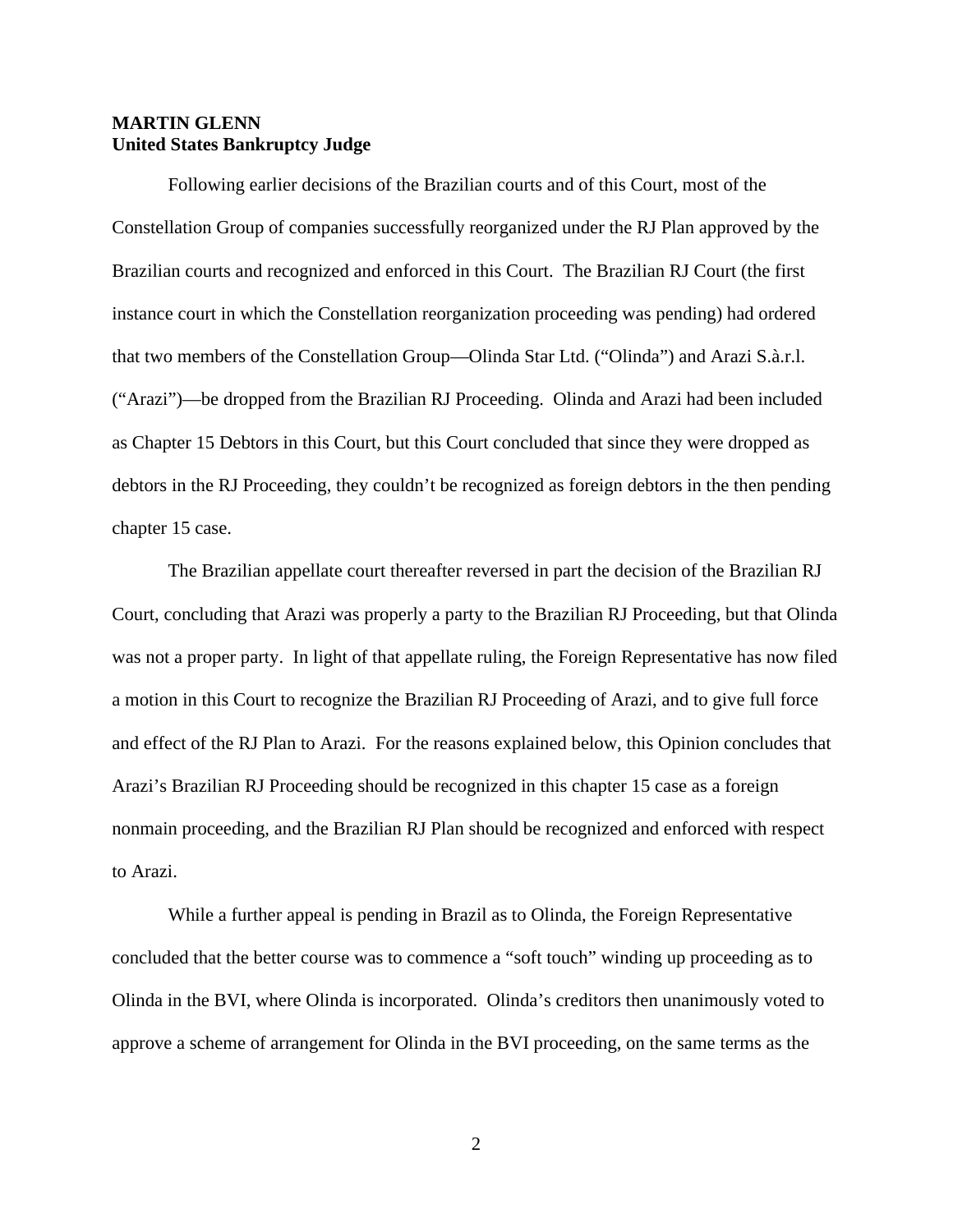**MARTIN GLENN**
**United States Bankruptcy Judge**

Following earlier decisions of the Brazilian courts and of this Court, most of the Constellation Group of companies successfully reorganized under the RJ Plan approved by the Brazilian courts and recognized and enforced in this Court. The Brazilian RJ Court (the first instance court in which the Constellation reorganization proceeding was pending) had ordered that two members of the Constellation Group—Olinda Star Ltd. ("Olinda") and Arazi S.à.r.l. ("Arazi")—be dropped from the Brazilian RJ Proceeding. Olinda and Arazi had been included as Chapter 15 Debtors in this Court, but this Court concluded that since they were dropped as debtors in the RJ Proceeding, they couldn't be recognized as foreign debtors in the then pending chapter 15 case.

The Brazilian appellate court thereafter reversed in part the decision of the Brazilian RJ Court, concluding that Arazi was properly a party to the Brazilian RJ Proceeding, but that Olinda was not a proper party. In light of that appellate ruling, the Foreign Representative has now filed a motion in this Court to recognize the Brazilian RJ Proceeding of Arazi, and to give full force and effect of the RJ Plan to Arazi. For the reasons explained below, this Opinion concludes that Arazi's Brazilian RJ Proceeding should be recognized in this chapter 15 case as a foreign nonmain proceeding, and the Brazilian RJ Plan should be recognized and enforced with respect to Arazi.

While a further appeal is pending in Brazil as to Olinda, the Foreign Representative concluded that the better course was to commence a "soft touch" winding up proceeding as to Olinda in the BVI, where Olinda is incorporated. Olinda's creditors then unanimously voted to approve a scheme of arrangement for Olinda in the BVI proceeding, on the same terms as the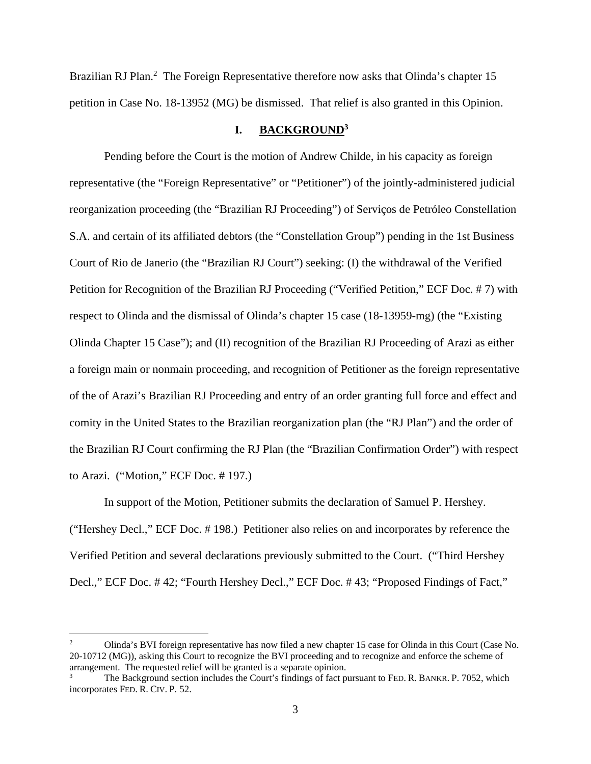Brazilian RJ Plan.[2] The Foreign Representative therefore now asks that Olinda's chapter 15 petition in Case No. 18-13952 (MG) be dismissed. That relief is also granted in this Opinion.

## I. BACKGROUND[3]

Pending before the Court is the motion of Andrew Childe, in his capacity as foreign representative (the "Foreign Representative" or "Petitioner") of the jointly-administered judicial reorganization proceeding (the "Brazilian RJ Proceeding") of Serviços de Petróleo Constellation S.A. and certain of its affiliated debtors (the "Constellation Group") pending in the 1st Business Court of Rio de Janerio (the "Brazilian RJ Court") seeking: (I) the withdrawal of the Verified Petition for Recognition of the Brazilian RJ Proceeding ("Verified Petition," ECF Doc. # 7) with respect to Olinda and the dismissal of Olinda's chapter 15 case (18-13959-mg) (the "Existing Olinda Chapter 15 Case"); and (II) recognition of the Brazilian RJ Proceeding of Arazi as either a foreign main or nonmain proceeding, and recognition of Petitioner as the foreign representative of the of Arazi's Brazilian RJ Proceeding and entry of an order granting full force and effect and comity in the United States to the Brazilian reorganization plan (the "RJ Plan") and the order of the Brazilian RJ Court confirming the RJ Plan (the "Brazilian Confirmation Order") with respect to Arazi. ("Motion," ECF Doc. # 197.)

In support of the Motion, Petitioner submits the declaration of Samuel P. Hershey. ("Hershey Decl.," ECF Doc. # 198.) Petitioner also relies on and incorporates by reference the Verified Petition and several declarations previously submitted to the Court. ("Third Hershey Decl.," ECF Doc. # 42; "Fourth Hershey Decl.," ECF Doc. # 43; "Proposed Findings of Fact,"

---

[2] Olinda's BVI foreign representative has now filed a new chapter 15 case for Olinda in this Court (Case No. 20-10712 (MG)), asking this Court to recognize the BVI proceeding and to recognize and enforce the scheme of arrangement. The requested relief will be granted is a separate opinion.

[3] The Background section includes the Court's findings of fact pursuant to FED. R. BANKR. P. 7052, which incorporates FED. R. CIV. P. 52.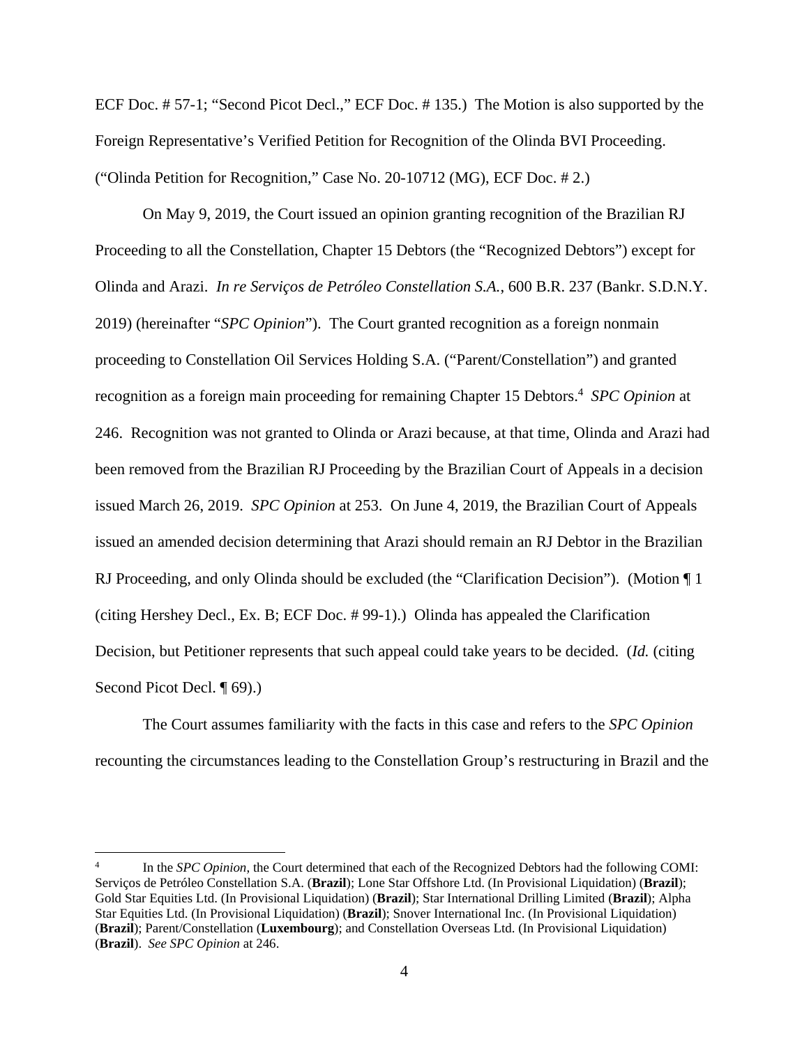ECF Doc. # 57-1; "Second Picot Decl.," ECF Doc. # 135.) The Motion is also supported by the Foreign Representative's Verified Petition for Recognition of the Olinda BVI Proceeding. ("Olinda Petition for Recognition," Case No. 20-10712 (MG), ECF Doc. # 2.)

On May 9, 2019, the Court issued an opinion granting recognition of the Brazilian RJ Proceeding to all the Constellation, Chapter 15 Debtors (the "Recognized Debtors") except for Olinda and Arazi. *In re Serviços de Petróleo Constellation S.A.*, 600 B.R. 237 (Bankr. S.D.N.Y. 2019) (hereinafter "*SPC Opinion*"). The Court granted recognition as a foreign nonmain proceeding to Constellation Oil Services Holding S.A. ("Parent/Constellation") and granted recognition as a foreign main proceeding for remaining Chapter 15 Debtors.[4] *SPC Opinion* at 246. Recognition was not granted to Olinda or Arazi because, at that time, Olinda and Arazi had been removed from the Brazilian RJ Proceeding by the Brazilian Court of Appeals in a decision issued March 26, 2019. *SPC Opinion* at 253. On June 4, 2019, the Brazilian Court of Appeals issued an amended decision determining that Arazi should remain an RJ Debtor in the Brazilian RJ Proceeding, and only Olinda should be excluded (the "Clarification Decision"). (Motion ¶ 1 (citing Hershey Decl., Ex. B; ECF Doc. # 99-1).) Olinda has appealed the Clarification Decision, but Petitioner represents that such appeal could take years to be decided. (*Id.* (citing Second Picot Decl. ¶ 69).)

The Court assumes familiarity with the facts in this case and refers to the *SPC Opinion* recounting the circumstances leading to the Constellation Group's restructuring in Brazil and the

---

[4] In the *SPC Opinion*, the Court determined that each of the Recognized Debtors had the following COMI: Serviços de Petróleo Constellation S.A. (**Brazil**); Lone Star Offshore Ltd. (In Provisional Liquidation) (**Brazil**); Gold Star Equities Ltd. (In Provisional Liquidation) (**Brazil**); Star International Drilling Limited (**Brazil**); Alpha Star Equities Ltd. (In Provisional Liquidation) (**Brazil**); Snover International Inc. (In Provisional Liquidation) (**Brazil**); Parent/Constellation (**Luxembourg**); and Constellation Overseas Ltd. (In Provisional Liquidation) (**Brazil**). *See SPC Opinion* at 246.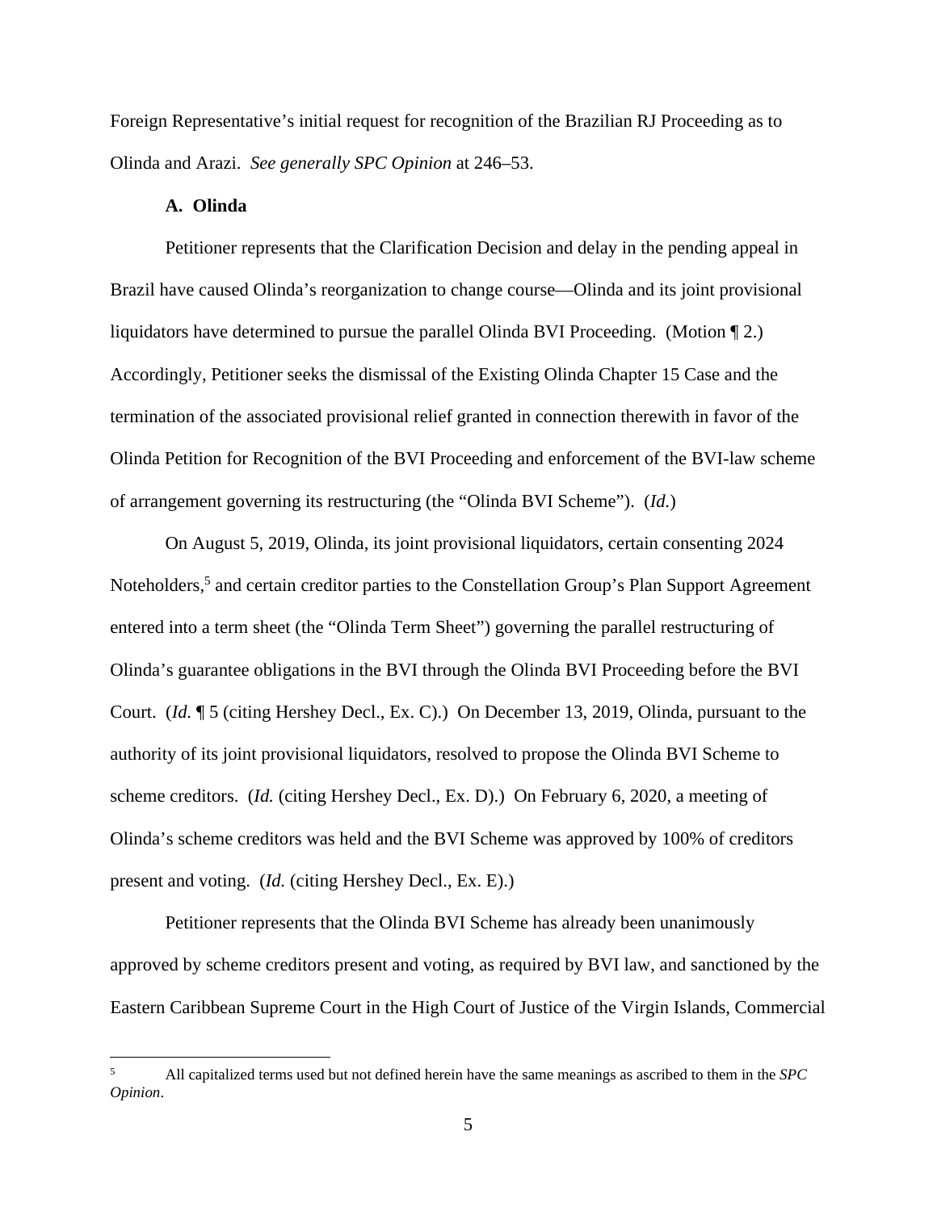Foreign Representative's initial request for recognition of the Brazilian RJ Proceeding as to Olinda and Arazi. *See generally SPC Opinion* at 246–53.

### A. Olinda

Petitioner represents that the Clarification Decision and delay in the pending appeal in Brazil have caused Olinda's reorganization to change course—Olinda and its joint provisional liquidators have determined to pursue the parallel Olinda BVI Proceeding. (Motion ¶ 2.) Accordingly, Petitioner seeks the dismissal of the Existing Olinda Chapter 15 Case and the termination of the associated provisional relief granted in connection therewith in favor of the Olinda Petition for Recognition of the BVI Proceeding and enforcement of the BVI-law scheme of arrangement governing its restructuring (the "Olinda BVI Scheme"). (*Id.*)

On August 5, 2019, Olinda, its joint provisional liquidators, certain consenting 2024 Noteholders,[5] and certain creditor parties to the Constellation Group's Plan Support Agreement entered into a term sheet (the "Olinda Term Sheet") governing the parallel restructuring of Olinda's guarantee obligations in the BVI through the Olinda BVI Proceeding before the BVI Court. (*Id.* ¶ 5 (citing Hershey Decl., Ex. C).) On December 13, 2019, Olinda, pursuant to the authority of its joint provisional liquidators, resolved to propose the Olinda BVI Scheme to scheme creditors. (*Id.* (citing Hershey Decl., Ex. D).) On February 6, 2020, a meeting of Olinda's scheme creditors was held and the BVI Scheme was approved by 100% of creditors present and voting. (*Id.* (citing Hershey Decl., Ex. E).)

Petitioner represents that the Olinda BVI Scheme has already been unanimously approved by scheme creditors present and voting, as required by BVI law, and sanctioned by the Eastern Caribbean Supreme Court in the High Court of Justice of the Virgin Islands, Commercial

[5] All capitalized terms used but not defined herein have the same meanings as ascribed to them in the *SPC Opinion*.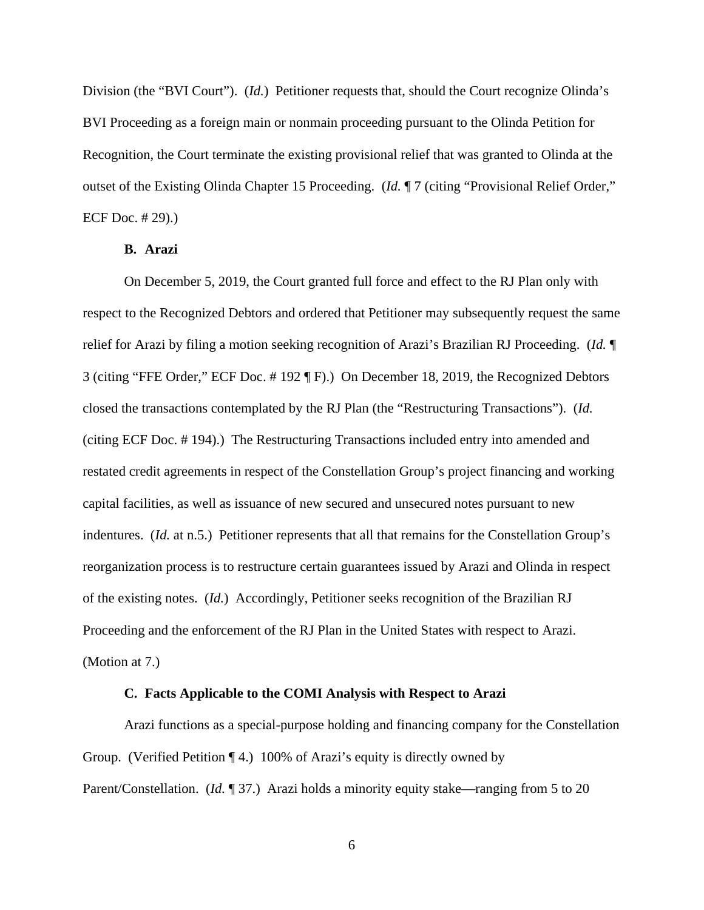Division (the "BVI Court"). (*Id.*) Petitioner requests that, should the Court recognize Olinda's BVI Proceeding as a foreign main or nonmain proceeding pursuant to the Olinda Petition for Recognition, the Court terminate the existing provisional relief that was granted to Olinda at the outset of the Existing Olinda Chapter 15 Proceeding. (*Id.* ¶ 7 (citing "Provisional Relief Order," ECF Doc. # 29).)

### B. Arazi

On December 5, 2019, the Court granted full force and effect to the RJ Plan only with respect to the Recognized Debtors and ordered that Petitioner may subsequently request the same relief for Arazi by filing a motion seeking recognition of Arazi's Brazilian RJ Proceeding. (*Id.* ¶ 3 (citing "FFE Order," ECF Doc. # 192 ¶ F).) On December 18, 2019, the Recognized Debtors closed the transactions contemplated by the RJ Plan (the "Restructuring Transactions"). (*Id.* (citing ECF Doc. # 194).) The Restructuring Transactions included entry into amended and restated credit agreements in respect of the Constellation Group's project financing and working capital facilities, as well as issuance of new secured and unsecured notes pursuant to new indentures. (*Id.* at n.5.) Petitioner represents that all that remains for the Constellation Group's reorganization process is to restructure certain guarantees issued by Arazi and Olinda in respect of the existing notes. (*Id.*) Accordingly, Petitioner seeks recognition of the Brazilian RJ Proceeding and the enforcement of the RJ Plan in the United States with respect to Arazi. (Motion at 7.)

### C. Facts Applicable to the COMI Analysis with Respect to Arazi

Arazi functions as a special-purpose holding and financing company for the Constellation Group. (Verified Petition ¶ 4.) 100% of Arazi's equity is directly owned by Parent/Constellation. (*Id.* ¶ 37.) Arazi holds a minority equity stake—ranging from 5 to 20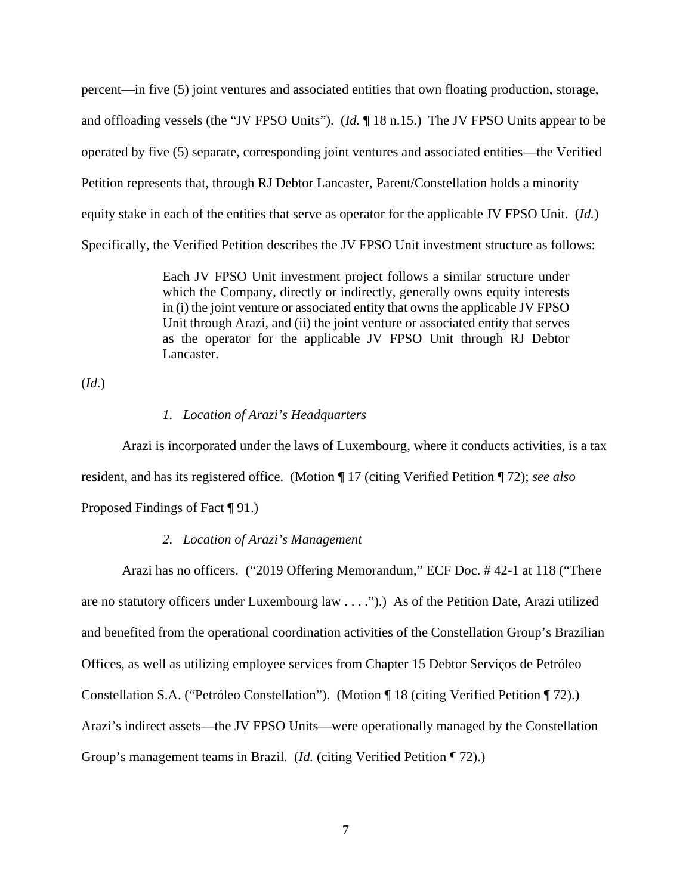percent—in five (5) joint ventures and associated entities that own floating production, storage, and offloading vessels (the "JV FPSO Units"). (*Id.* ¶ 18 n.15.) The JV FPSO Units appear to be operated by five (5) separate, corresponding joint ventures and associated entities—the Verified Petition represents that, through RJ Debtor Lancaster, Parent/Constellation holds a minority equity stake in each of the entities that serve as operator for the applicable JV FPSO Unit. (*Id.*) Specifically, the Verified Petition describes the JV FPSO Unit investment structure as follows:

> Each JV FPSO Unit investment project follows a similar structure under which the Company, directly or indirectly, generally owns equity interests in (i) the joint venture or associated entity that owns the applicable JV FPSO Unit through Arazi, and (ii) the joint venture or associated entity that serves as the operator for the applicable JV FPSO Unit through RJ Debtor Lancaster.

(*Id*.)

*1. Location of Arazi's Headquarters*

Arazi is incorporated under the laws of Luxembourg, where it conducts activities, is a tax resident, and has its registered office. (Motion ¶ 17 (citing Verified Petition ¶ 72); *see also* Proposed Findings of Fact ¶ 91.)

*2. Location of Arazi's Management*

Arazi has no officers. ("2019 Offering Memorandum," ECF Doc. # 42-1 at 118 ("There are no statutory officers under Luxembourg law . . . .").) As of the Petition Date, Arazi utilized and benefited from the operational coordination activities of the Constellation Group's Brazilian Offices, as well as utilizing employee services from Chapter 15 Debtor Serviços de Petróleo Constellation S.A. ("Petróleo Constellation"). (Motion ¶ 18 (citing Verified Petition ¶ 72).) Arazi's indirect assets—the JV FPSO Units—were operationally managed by the Constellation Group's management teams in Brazil. (*Id.* (citing Verified Petition ¶ 72).)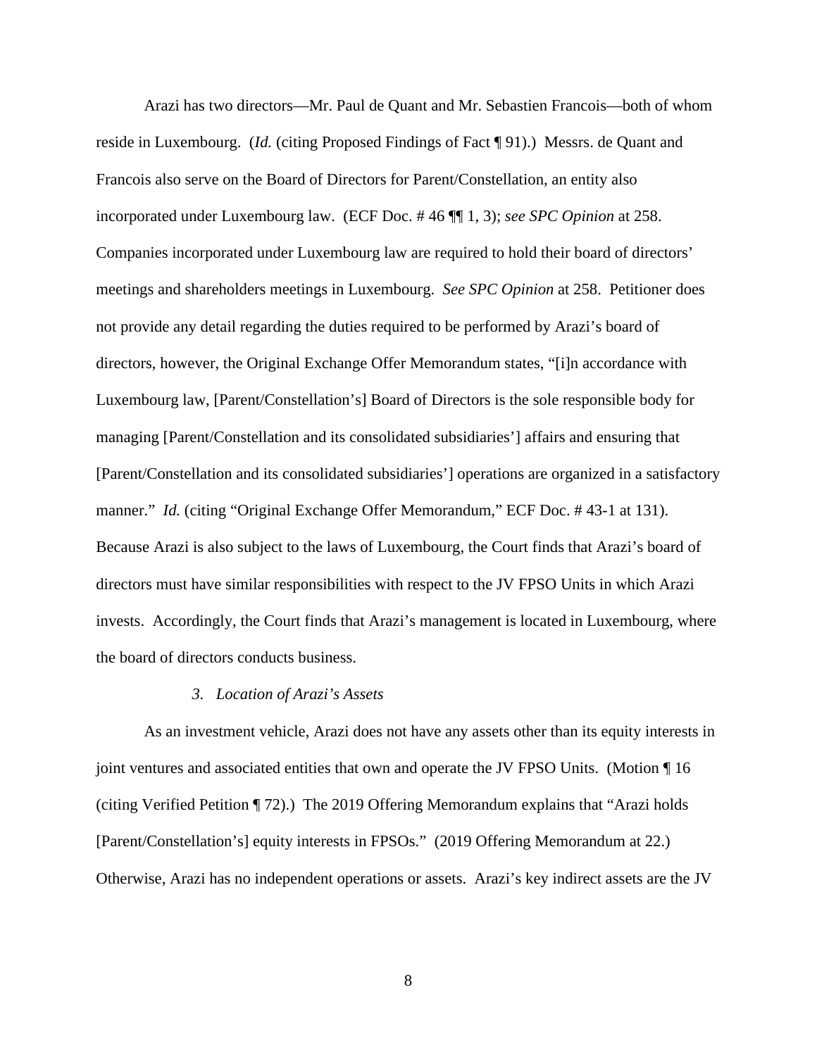Arazi has two directors—Mr. Paul de Quant and Mr. Sebastien Francois—both of whom reside in Luxembourg. (*Id.* (citing Proposed Findings of Fact ¶ 91).) Messrs. de Quant and Francois also serve on the Board of Directors for Parent/Constellation, an entity also incorporated under Luxembourg law. (ECF Doc. # 46 ¶¶ 1, 3); *see SPC Opinion* at 258. Companies incorporated under Luxembourg law are required to hold their board of directors' meetings and shareholders meetings in Luxembourg. *See SPC Opinion* at 258. Petitioner does not provide any detail regarding the duties required to be performed by Arazi's board of directors, however, the Original Exchange Offer Memorandum states, "[i]n accordance with Luxembourg law, [Parent/Constellation's] Board of Directors is the sole responsible body for managing [Parent/Constellation and its consolidated subsidiaries'] affairs and ensuring that [Parent/Constellation and its consolidated subsidiaries'] operations are organized in a satisfactory manner." *Id.* (citing "Original Exchange Offer Memorandum," ECF Doc. # 43-1 at 131). Because Arazi is also subject to the laws of Luxembourg, the Court finds that Arazi's board of directors must have similar responsibilities with respect to the JV FPSO Units in which Arazi invests. Accordingly, the Court finds that Arazi's management is located in Luxembourg, where the board of directors conducts business.

### *3. Location of Arazi's Assets*

As an investment vehicle, Arazi does not have any assets other than its equity interests in joint ventures and associated entities that own and operate the JV FPSO Units. (Motion ¶ 16 (citing Verified Petition ¶ 72).) The 2019 Offering Memorandum explains that "Arazi holds [Parent/Constellation's] equity interests in FPSOs." (2019 Offering Memorandum at 22.) Otherwise, Arazi has no independent operations or assets. Arazi's key indirect assets are the JV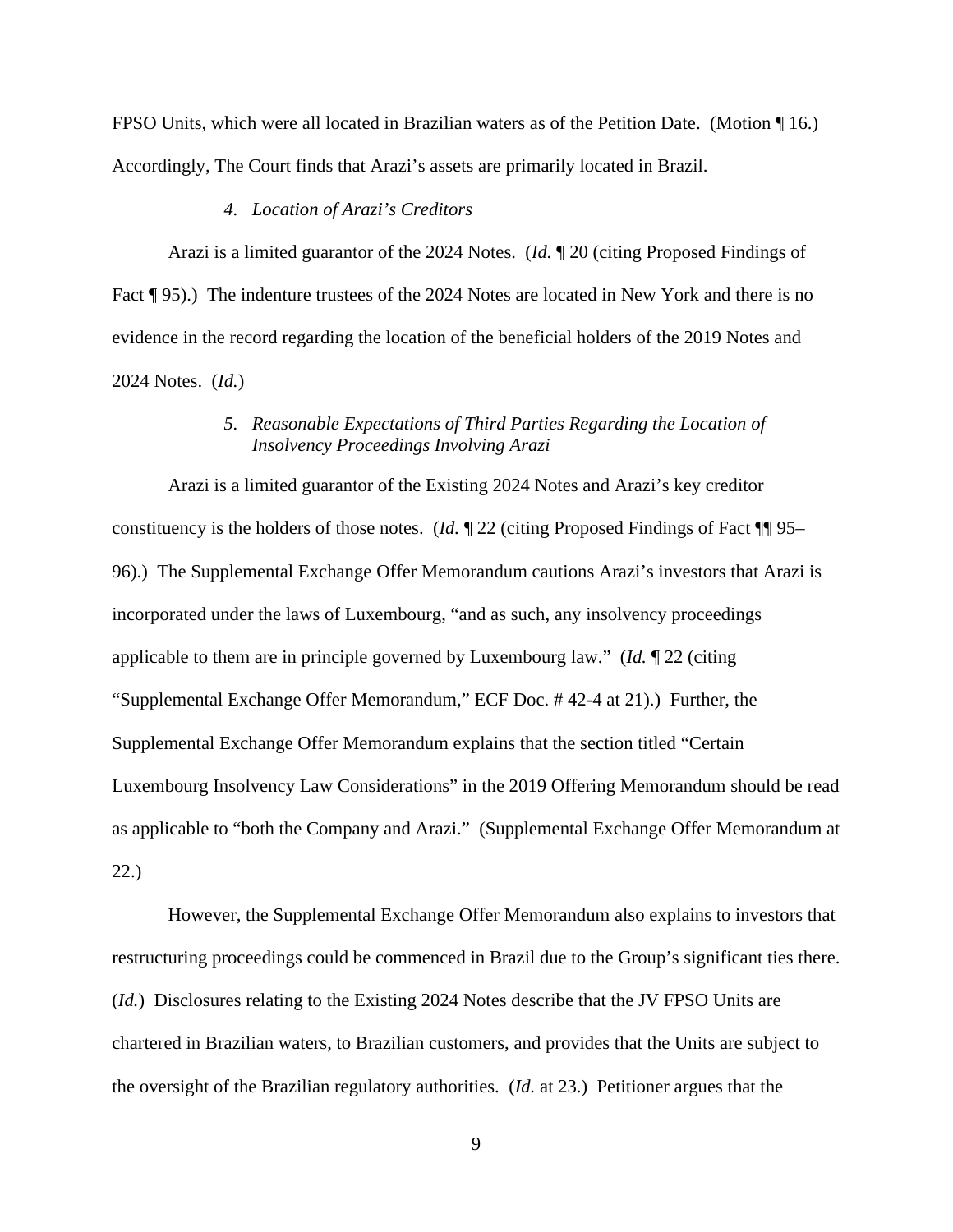FPSO Units, which were all located in Brazilian waters as of the Petition Date. (Motion ¶ 16.) Accordingly, The Court finds that Arazi's assets are primarily located in Brazil.

#### 4. *Location of Arazi's Creditors*

Arazi is a limited guarantor of the 2024 Notes. (*Id.* ¶ 20 (citing Proposed Findings of Fact ¶ 95).) The indenture trustees of the 2024 Notes are located in New York and there is no evidence in the record regarding the location of the beneficial holders of the 2019 Notes and 2024 Notes. (*Id.*)

#### 5. *Reasonable Expectations of Third Parties Regarding the Location of Insolvency Proceedings Involving Arazi*

Arazi is a limited guarantor of the Existing 2024 Notes and Arazi's key creditor constituency is the holders of those notes. (*Id.* ¶ 22 (citing Proposed Findings of Fact ¶¶ 95–96).) The Supplemental Exchange Offer Memorandum cautions Arazi's investors that Arazi is incorporated under the laws of Luxembourg, "and as such, any insolvency proceedings applicable to them are in principle governed by Luxembourg law." (*Id.* ¶ 22 (citing "Supplemental Exchange Offer Memorandum," ECF Doc. # 42-4 at 21).) Further, the Supplemental Exchange Offer Memorandum explains that the section titled "Certain Luxembourg Insolvency Law Considerations" in the 2019 Offering Memorandum should be read as applicable to "both the Company and Arazi." (Supplemental Exchange Offer Memorandum at 22.)

However, the Supplemental Exchange Offer Memorandum also explains to investors that restructuring proceedings could be commenced in Brazil due to the Group's significant ties there. (*Id.*) Disclosures relating to the Existing 2024 Notes describe that the JV FPSO Units are chartered in Brazilian waters, to Brazilian customers, and provides that the Units are subject to the oversight of the Brazilian regulatory authorities. (*Id.* at 23.) Petitioner argues that the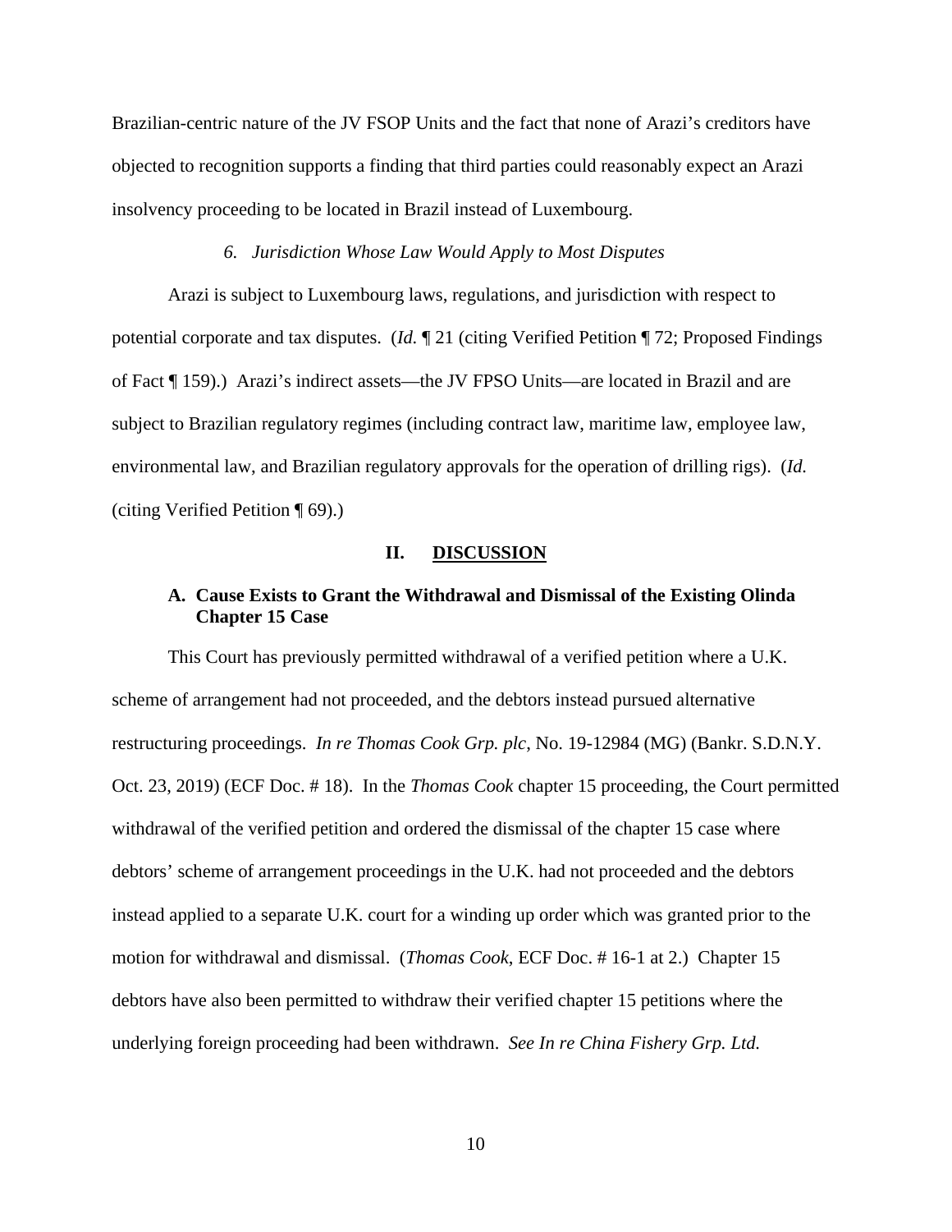Brazilian-centric nature of the JV FSOP Units and the fact that none of Arazi's creditors have objected to recognition supports a finding that third parties could reasonably expect an Arazi insolvency proceeding to be located in Brazil instead of Luxembourg.

#### *6. Jurisdiction Whose Law Would Apply to Most Disputes*

Arazi is subject to Luxembourg laws, regulations, and jurisdiction with respect to potential corporate and tax disputes. (*Id.* ¶ 21 (citing Verified Petition ¶ 72; Proposed Findings of Fact ¶ 159).) Arazi's indirect assets—the JV FPSO Units—are located in Brazil and are subject to Brazilian regulatory regimes (including contract law, maritime law, employee law, environmental law, and Brazilian regulatory approvals for the operation of drilling rigs). (*Id.* (citing Verified Petition ¶ 69).)

## II. DISCUSSION

### A. Cause Exists to Grant the Withdrawal and Dismissal of the Existing Olinda Chapter 15 Case

This Court has previously permitted withdrawal of a verified petition where a U.K. scheme of arrangement had not proceeded, and the debtors instead pursued alternative restructuring proceedings. *In re Thomas Cook Grp. plc*, No. 19-12984 (MG) (Bankr. S.D.N.Y. Oct. 23, 2019) (ECF Doc. # 18). In the *Thomas Cook* chapter 15 proceeding, the Court permitted withdrawal of the verified petition and ordered the dismissal of the chapter 15 case where debtors' scheme of arrangement proceedings in the U.K. had not proceeded and the debtors instead applied to a separate U.K. court for a winding up order which was granted prior to the motion for withdrawal and dismissal. (*Thomas Cook*, ECF Doc. # 16-1 at 2.) Chapter 15 debtors have also been permitted to withdraw their verified chapter 15 petitions where the underlying foreign proceeding had been withdrawn. *See In re China Fishery Grp. Ltd.*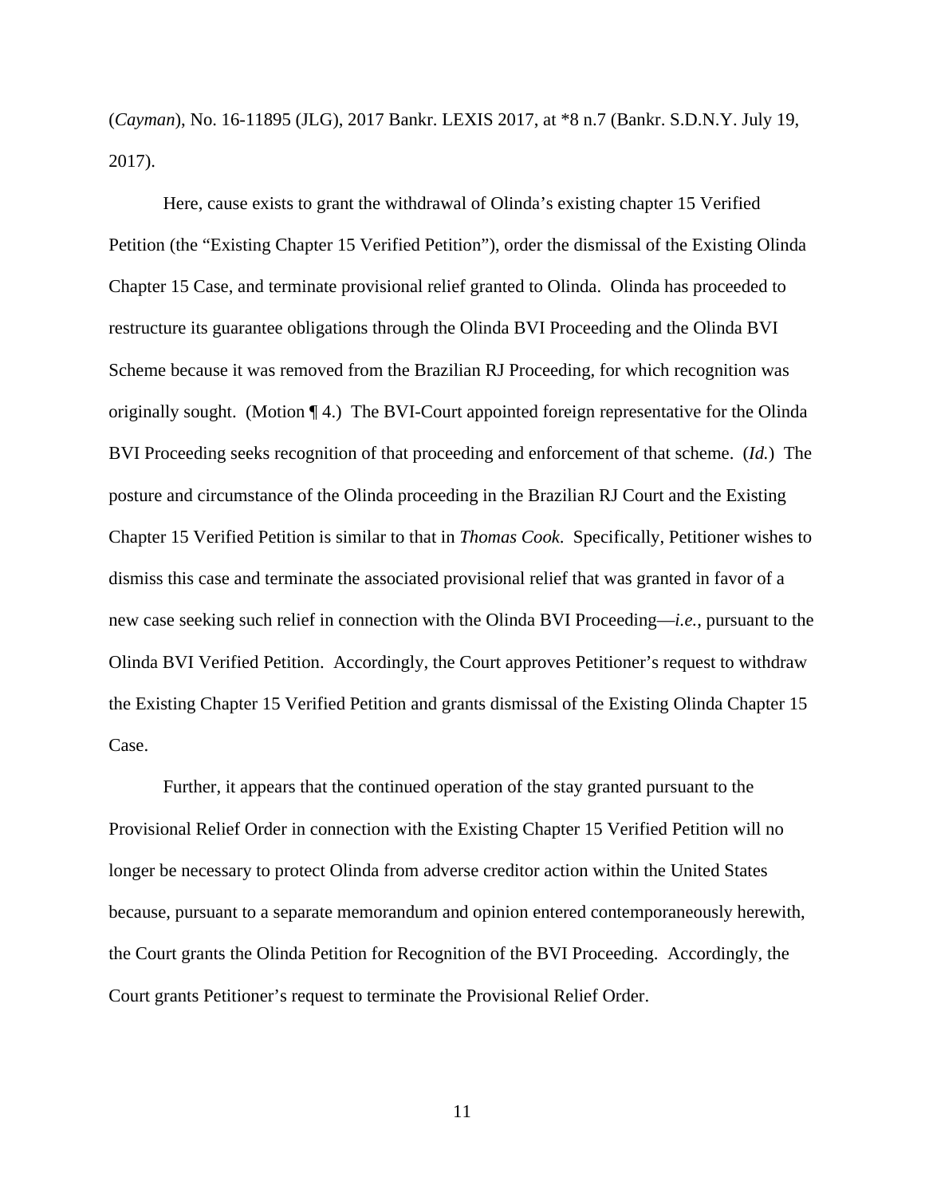(*Cayman*), No. 16-11895 (JLG), 2017 Bankr. LEXIS 2017, at *8 n.7 (Bankr. S.D.N.Y. July 19, 2017).

Here, cause exists to grant the withdrawal of Olinda's existing chapter 15 Verified Petition (the "Existing Chapter 15 Verified Petition"), order the dismissal of the Existing Olinda Chapter 15 Case, and terminate provisional relief granted to Olinda. Olinda has proceeded to restructure its guarantee obligations through the Olinda BVI Proceeding and the Olinda BVI Scheme because it was removed from the Brazilian RJ Proceeding, for which recognition was originally sought. (Motion ¶ 4.) The BVI-Court appointed foreign representative for the Olinda BVI Proceeding seeks recognition of that proceeding and enforcement of that scheme. (*Id.*) The posture and circumstance of the Olinda proceeding in the Brazilian RJ Court and the Existing Chapter 15 Verified Petition is similar to that in *Thomas Cook*. Specifically, Petitioner wishes to dismiss this case and terminate the associated provisional relief that was granted in favor of a new case seeking such relief in connection with the Olinda BVI Proceeding—*i.e.*, pursuant to the Olinda BVI Verified Petition. Accordingly, the Court approves Petitioner's request to withdraw the Existing Chapter 15 Verified Petition and grants dismissal of the Existing Olinda Chapter 15 Case.

Further, it appears that the continued operation of the stay granted pursuant to the Provisional Relief Order in connection with the Existing Chapter 15 Verified Petition will no longer be necessary to protect Olinda from adverse creditor action within the United States because, pursuant to a separate memorandum and opinion entered contemporaneously herewith, the Court grants the Olinda Petition for Recognition of the BVI Proceeding. Accordingly, the Court grants Petitioner's request to terminate the Provisional Relief Order.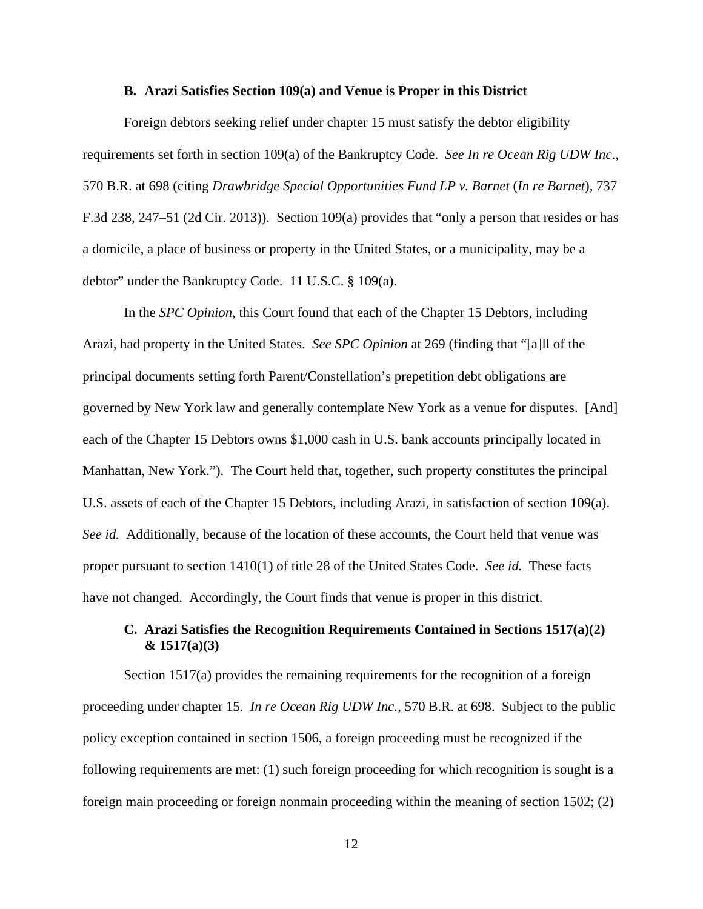### B. Arazi Satisfies Section 109(a) and Venue is Proper in this District

Foreign debtors seeking relief under chapter 15 must satisfy the debtor eligibility requirements set forth in section 109(a) of the Bankruptcy Code. *See In re Ocean Rig UDW Inc.*, 570 B.R. at 698 (citing *Drawbridge Special Opportunities Fund LP v. Barnet* (*In re Barnet*), 737 F.3d 238, 247–51 (2d Cir. 2013)). Section 109(a) provides that "only a person that resides or has a domicile, a place of business or property in the United States, or a municipality, may be a debtor" under the Bankruptcy Code. 11 U.S.C. § 109(a).

In the *SPC Opinion*, this Court found that each of the Chapter 15 Debtors, including Arazi, had property in the United States. *See SPC Opinion* at 269 (finding that "[a]ll of the principal documents setting forth Parent/Constellation's prepetition debt obligations are governed by New York law and generally contemplate New York as a venue for disputes. [And] each of the Chapter 15 Debtors owns $1,000 cash in U.S. bank accounts principally located in Manhattan, New York."). The Court held that, together, such property constitutes the principal U.S. assets of each of the Chapter 15 Debtors, including Arazi, in satisfaction of section 109(a). *See id.* Additionally, because of the location of these accounts, the Court held that venue was proper pursuant to section 1410(1) of title 28 of the United States Code. *See id.* These facts have not changed. Accordingly, the Court finds that venue is proper in this district.

### C. Arazi Satisfies the Recognition Requirements Contained in Sections 1517(a)(2) & 1517(a)(3)

Section 1517(a) provides the remaining requirements for the recognition of a foreign proceeding under chapter 15. *In re Ocean Rig UDW Inc.*, 570 B.R. at 698. Subject to the public policy exception contained in section 1506, a foreign proceeding must be recognized if the following requirements are met: (1) such foreign proceeding for which recognition is sought is a foreign main proceeding or foreign nonmain proceeding within the meaning of section 1502; (2)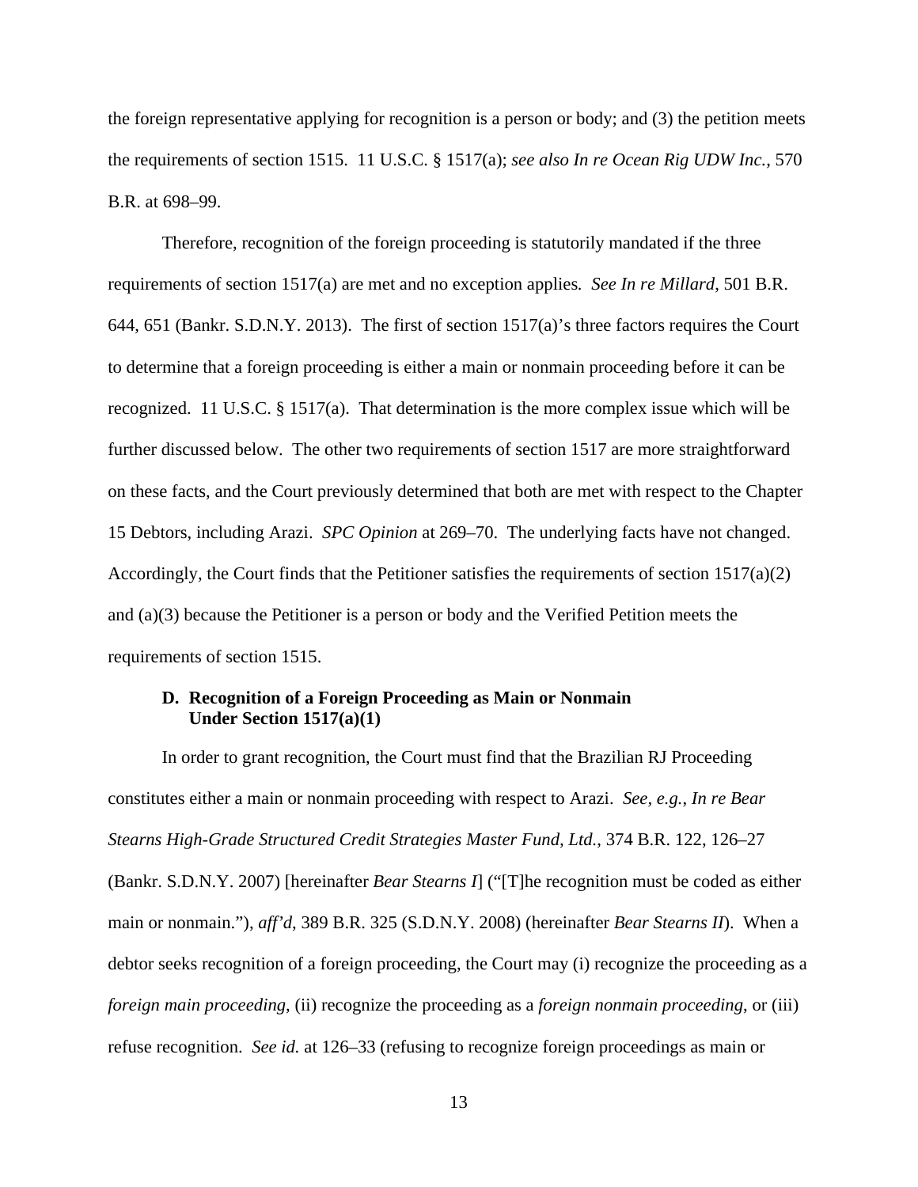the foreign representative applying for recognition is a person or body; and (3) the petition meets the requirements of section 1515. 11 U.S.C. § 1517(a); *see also In re Ocean Rig UDW Inc.*, 570 B.R. at 698–99.

Therefore, recognition of the foreign proceeding is statutorily mandated if the three requirements of section 1517(a) are met and no exception applies. *See In re Millard*, 501 B.R. 644, 651 (Bankr. S.D.N.Y. 2013). The first of section 1517(a)'s three factors requires the Court to determine that a foreign proceeding is either a main or nonmain proceeding before it can be recognized. 11 U.S.C. § 1517(a). That determination is the more complex issue which will be further discussed below. The other two requirements of section 1517 are more straightforward on these facts, and the Court previously determined that both are met with respect to the Chapter 15 Debtors, including Arazi. *SPC Opinion* at 269–70. The underlying facts have not changed. Accordingly, the Court finds that the Petitioner satisfies the requirements of section 1517(a)(2) and (a)(3) because the Petitioner is a person or body and the Verified Petition meets the requirements of section 1515.

### D. Recognition of a Foreign Proceeding as Main or Nonmain Under Section 1517(a)(1)

In order to grant recognition, the Court must find that the Brazilian RJ Proceeding constitutes either a main or nonmain proceeding with respect to Arazi. *See, e.g.*, *In re Bear Stearns High-Grade Structured Credit Strategies Master Fund, Ltd.*, 374 B.R. 122, 126–27 (Bankr. S.D.N.Y. 2007) [hereinafter *Bear Stearns I*] ("[T]he recognition must be coded as either main or nonmain."), *aff'd*, 389 B.R. 325 (S.D.N.Y. 2008) (hereinafter *Bear Stearns II*). When a debtor seeks recognition of a foreign proceeding, the Court may (i) recognize the proceeding as a *foreign main proceeding*, (ii) recognize the proceeding as a *foreign nonmain proceeding*, or (iii) refuse recognition. *See id.* at 126–33 (refusing to recognize foreign proceedings as main or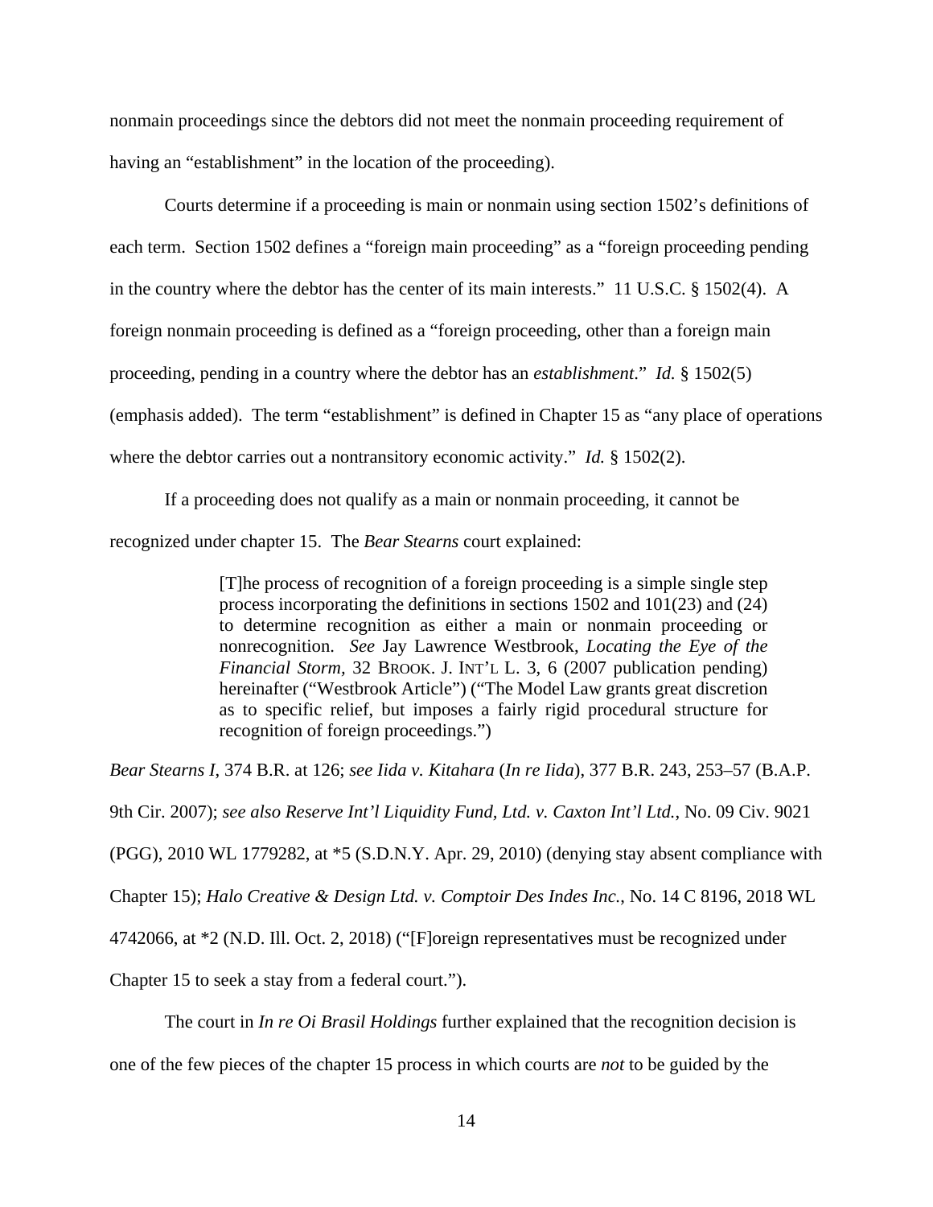nonmain proceedings since the debtors did not meet the nonmain proceeding requirement of having an "establishment" in the location of the proceeding).

Courts determine if a proceeding is main or nonmain using section 1502's definitions of each term. Section 1502 defines a "foreign main proceeding" as a "foreign proceeding pending in the country where the debtor has the center of its main interests." 11 U.S.C. § 1502(4). A foreign nonmain proceeding is defined as a "foreign proceeding, other than a foreign main proceeding, pending in a country where the debtor has an *establishment*." *Id.* § 1502(5) (emphasis added). The term "establishment" is defined in Chapter 15 as "any place of operations where the debtor carries out a nontransitory economic activity." *Id.* § 1502(2).

If a proceeding does not qualify as a main or nonmain proceeding, it cannot be recognized under chapter 15. The *Bear Stearns* court explained:

> [T]he process of recognition of a foreign proceeding is a simple single step process incorporating the definitions in sections 1502 and 101(23) and (24) to determine recognition as either a main or nonmain proceeding or nonrecognition. *See* Jay Lawrence Westbrook, *Locating the Eye of the Financial Storm,* 32 BROOK. J. INT'L L. 3, 6 (2007 publication pending) hereinafter ("Westbrook Article") ("The Model Law grants great discretion as to specific relief, but imposes a fairly rigid procedural structure for recognition of foreign proceedings.")

*Bear Stearns I*, 374 B.R. at 126; *see Iida v. Kitahara* (*In re Iida*), 377 B.R. 243, 253–57 (B.A.P. 9th Cir. 2007); *see also Reserve Int'l Liquidity Fund, Ltd. v. Caxton Int'l Ltd.*, No. 09 Civ. 9021 (PGG), 2010 WL 1779282, at *5 (S.D.N.Y. Apr. 29, 2010) (denying stay absent compliance with Chapter 15); *Halo Creative & Design Ltd. v. Comptoir Des Indes Inc.*, No. 14 C 8196, 2018 WL 4742066, at *2 (N.D. Ill. Oct. 2, 2018) ("[F]oreign representatives must be recognized under Chapter 15 to seek a stay from a federal court.").

The court in *In re Oi Brasil Holdings* further explained that the recognition decision is one of the few pieces of the chapter 15 process in which courts are *not* to be guided by the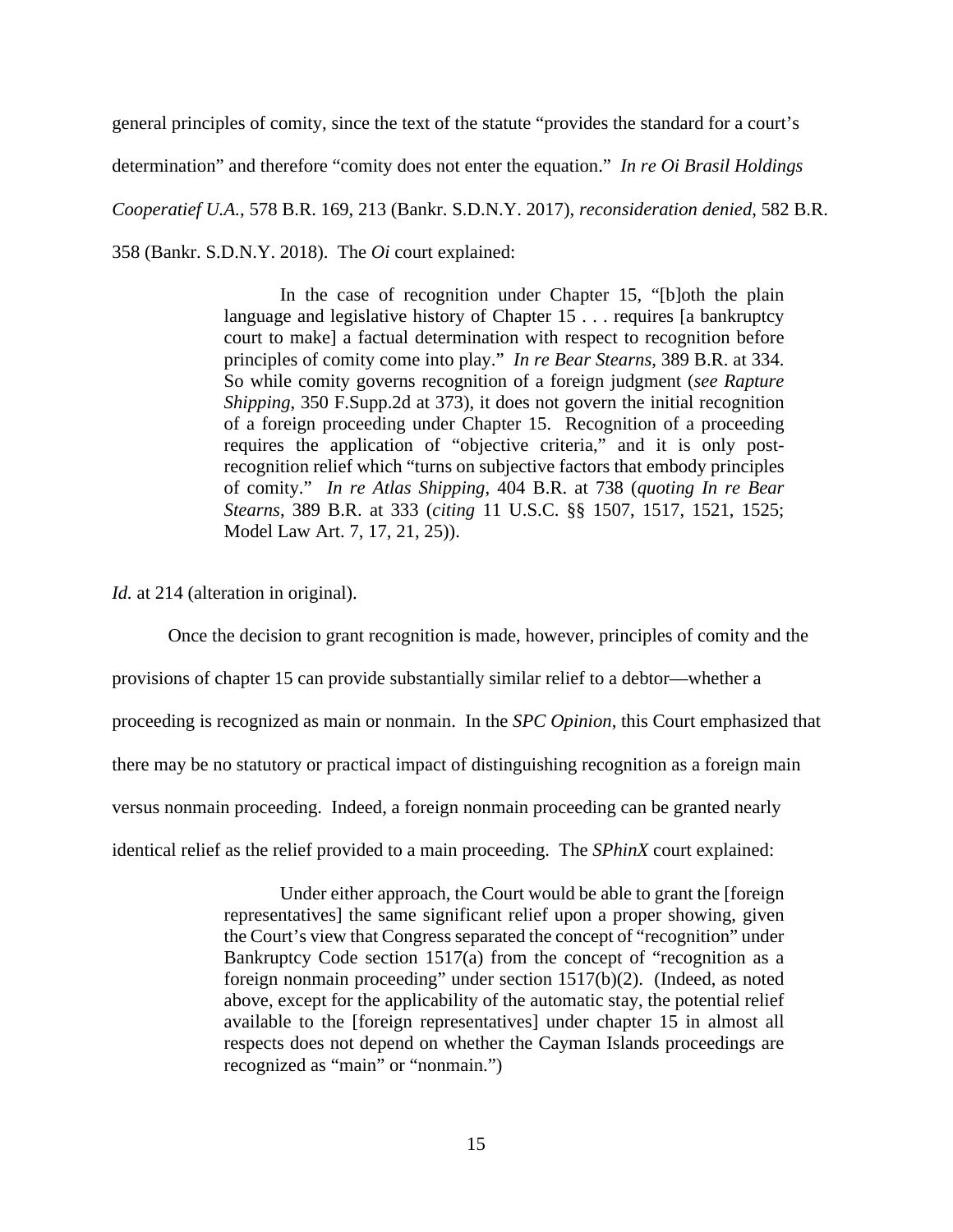general principles of comity, since the text of the statute "provides the standard for a court's determination" and therefore "comity does not enter the equation." *In re Oi Brasil Holdings Cooperatief U.A.*, 578 B.R. 169, 213 (Bankr. S.D.N.Y. 2017), *reconsideration denied*, 582 B.R. 358 (Bankr. S.D.N.Y. 2018). The *Oi* court explained:

> In the case of recognition under Chapter 15, "[b]oth the plain language and legislative history of Chapter 15 . . . requires [a bankruptcy court to make] a factual determination with respect to recognition before principles of comity come into play." *In re Bear Stearns*, 389 B.R. at 334. So while comity governs recognition of a foreign judgment (*see Rapture Shipping*, 350 F.Supp.2d at 373), it does not govern the initial recognition of a foreign proceeding under Chapter 15. Recognition of a proceeding requires the application of "objective criteria," and it is only post-recognition relief which "turns on subjective factors that embody principles of comity." *In re Atlas Shipping*, 404 B.R. at 738 (*quoting In re Bear Stearns*, 389 B.R. at 333 (*citing* 11 U.S.C. §§ 1507, 1517, 1521, 1525; Model Law Art. 7, 17, 21, 25)).

*Id.* at 214 (alteration in original).

Once the decision to grant recognition is made, however, principles of comity and the provisions of chapter 15 can provide substantially similar relief to a debtor—whether a proceeding is recognized as main or nonmain. In the *SPC Opinion*, this Court emphasized that there may be no statutory or practical impact of distinguishing recognition as a foreign main versus nonmain proceeding. Indeed, a foreign nonmain proceeding can be granted nearly identical relief as the relief provided to a main proceeding. The *SPhinX* court explained:

> Under either approach, the Court would be able to grant the [foreign representatives] the same significant relief upon a proper showing, given the Court's view that Congress separated the concept of "recognition" under Bankruptcy Code section 1517(a) from the concept of "recognition as a foreign nonmain proceeding" under section 1517(b)(2). (Indeed, as noted above, except for the applicability of the automatic stay, the potential relief available to the [foreign representatives] under chapter 15 in almost all respects does not depend on whether the Cayman Islands proceedings are recognized as "main" or "nonmain.")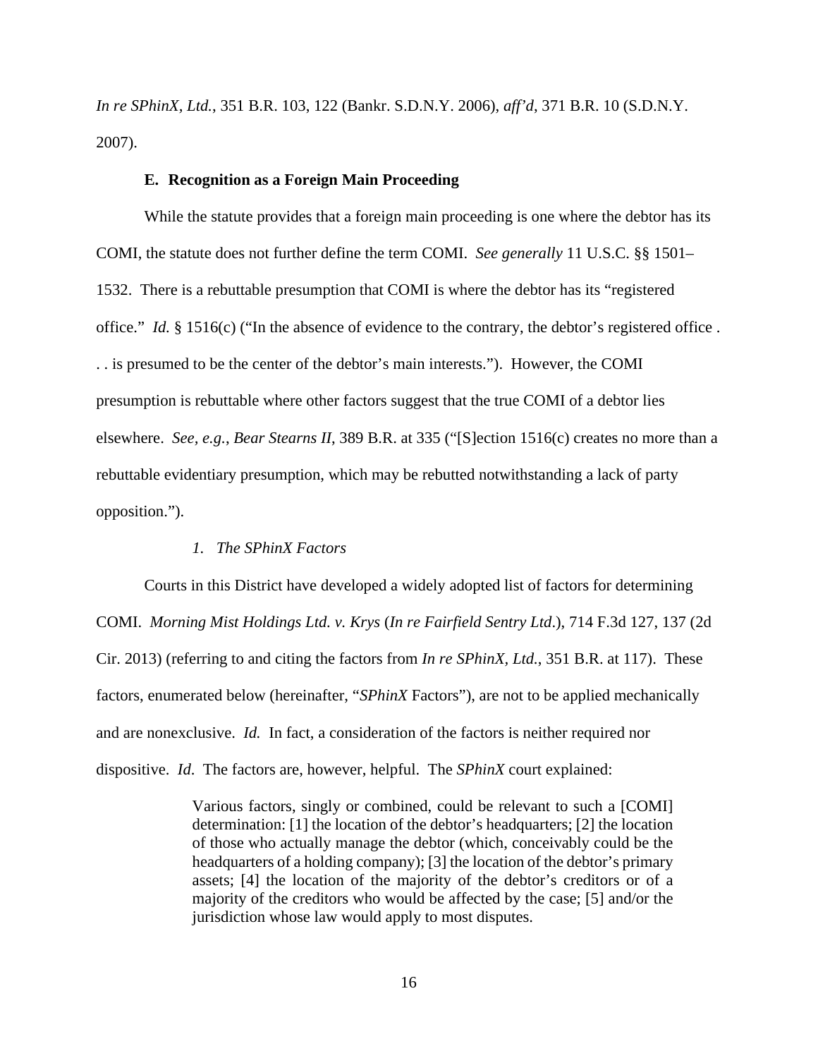*In re SPhinX, Ltd.*, 351 B.R. 103, 122 (Bankr. S.D.N.Y. 2006), *aff'd*, 371 B.R. 10 (S.D.N.Y. 2007).

### E. Recognition as a Foreign Main Proceeding

While the statute provides that a foreign main proceeding is one where the debtor has its COMI, the statute does not further define the term COMI. *See generally* 11 U.S.C. §§ 1501–1532. There is a rebuttable presumption that COMI is where the debtor has its "registered office." *Id.* § 1516(c) ("In the absence of evidence to the contrary, the debtor's registered office . . . is presumed to be the center of the debtor's main interests."). However, the COMI presumption is rebuttable where other factors suggest that the true COMI of a debtor lies elsewhere. *See, e.g.*, *Bear Stearns II*, 389 B.R. at 335 ("[S]ection 1516(c) creates no more than a rebuttable evidentiary presumption, which may be rebutted notwithstanding a lack of party opposition.").

#### *1. The SPhinX Factors*

Courts in this District have developed a widely adopted list of factors for determining COMI. *Morning Mist Holdings Ltd. v. Krys* (*In re Fairfield Sentry Ltd*.), 714 F.3d 127, 137 (2d Cir. 2013) (referring to and citing the factors from *In re SPhinX, Ltd.*, 351 B.R. at 117). These factors, enumerated below (hereinafter, "*SPhinX* Factors"), are not to be applied mechanically and are nonexclusive. *Id.* In fact, a consideration of the factors is neither required nor dispositive. *Id*. The factors are, however, helpful. The *SPhinX* court explained:

> Various factors, singly or combined, could be relevant to such a [COMI] determination: [1] the location of the debtor's headquarters; [2] the location of those who actually manage the debtor (which, conceivably could be the headquarters of a holding company); [3] the location of the debtor's primary assets; [4] the location of the majority of the debtor's creditors or of a majority of the creditors who would be affected by the case; [5] and/or the jurisdiction whose law would apply to most disputes.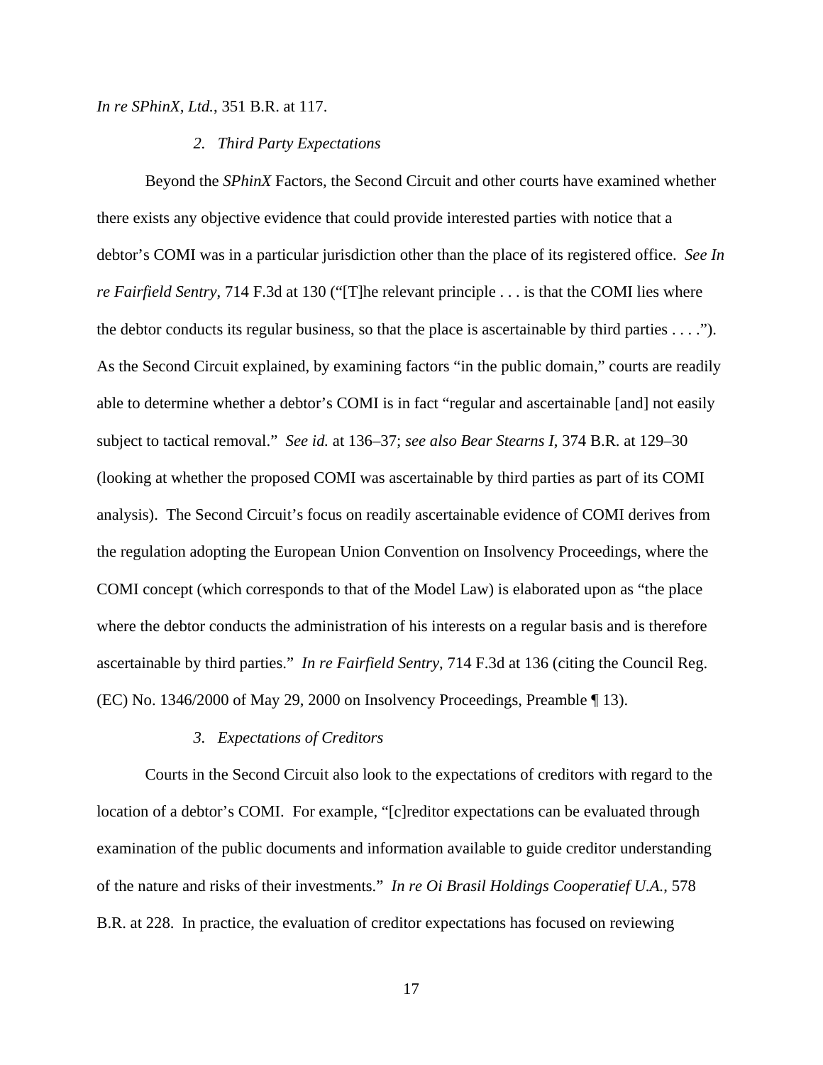*In re SPhinX, Ltd.*, 351 B.R. at 117.

### *2. Third Party Expectations*

Beyond the *SPhinX* Factors, the Second Circuit and other courts have examined whether there exists any objective evidence that could provide interested parties with notice that a debtor's COMI was in a particular jurisdiction other than the place of its registered office. *See In re Fairfield Sentry*, 714 F.3d at 130 ("[T]he relevant principle . . . is that the COMI lies where the debtor conducts its regular business, so that the place is ascertainable by third parties . . . ."). As the Second Circuit explained, by examining factors "in the public domain," courts are readily able to determine whether a debtor's COMI is in fact "regular and ascertainable [and] not easily subject to tactical removal." *See id.* at 136–37; *see also Bear Stearns I*, 374 B.R. at 129–30 (looking at whether the proposed COMI was ascertainable by third parties as part of its COMI analysis). The Second Circuit's focus on readily ascertainable evidence of COMI derives from the regulation adopting the European Union Convention on Insolvency Proceedings, where the COMI concept (which corresponds to that of the Model Law) is elaborated upon as "the place where the debtor conducts the administration of his interests on a regular basis and is therefore ascertainable by third parties." *In re Fairfield Sentry*, 714 F.3d at 136 (citing the Council Reg. (EC) No. 1346/2000 of May 29, 2000 on Insolvency Proceedings, Preamble ¶ 13).

### *3. Expectations of Creditors*

Courts in the Second Circuit also look to the expectations of creditors with regard to the location of a debtor's COMI. For example, "[c]reditor expectations can be evaluated through examination of the public documents and information available to guide creditor understanding of the nature and risks of their investments." *In re Oi Brasil Holdings Cooperatief U.A.*, 578 B.R. at 228. In practice, the evaluation of creditor expectations has focused on reviewing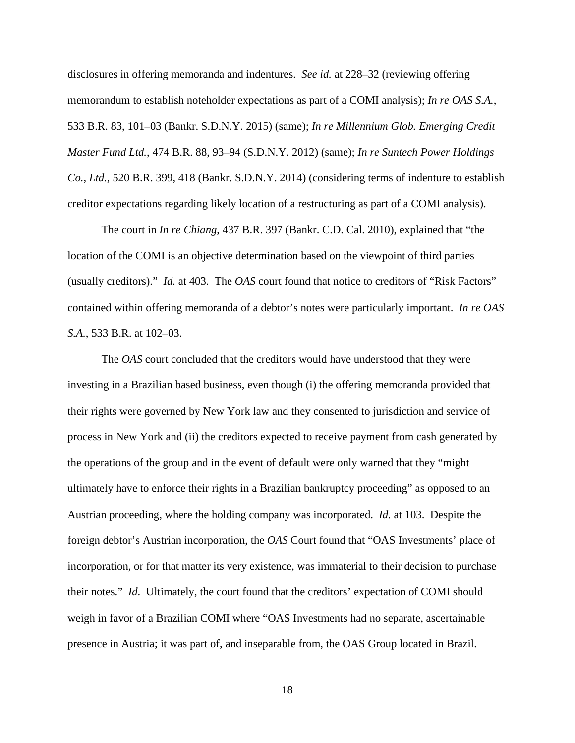disclosures in offering memoranda and indentures. *See id.* at 228–32 (reviewing offering memorandum to establish noteholder expectations as part of a COMI analysis); *In re OAS S.A.*, 533 B.R. 83, 101–03 (Bankr. S.D.N.Y. 2015) (same); *In re Millennium Glob. Emerging Credit Master Fund Ltd.*, 474 B.R. 88, 93–94 (S.D.N.Y. 2012) (same); *In re Suntech Power Holdings Co., Ltd.*, 520 B.R. 399, 418 (Bankr. S.D.N.Y. 2014) (considering terms of indenture to establish creditor expectations regarding likely location of a restructuring as part of a COMI analysis).

The court in *In re Chiang*, 437 B.R. 397 (Bankr. C.D. Cal. 2010), explained that "the location of the COMI is an objective determination based on the viewpoint of third parties (usually creditors)." *Id.* at 403. The *OAS* court found that notice to creditors of "Risk Factors" contained within offering memoranda of a debtor's notes were particularly important. *In re OAS S.A.*, 533 B.R. at 102–03.

The *OAS* court concluded that the creditors would have understood that they were investing in a Brazilian based business, even though (i) the offering memoranda provided that their rights were governed by New York law and they consented to jurisdiction and service of process in New York and (ii) the creditors expected to receive payment from cash generated by the operations of the group and in the event of default were only warned that they "might ultimately have to enforce their rights in a Brazilian bankruptcy proceeding" as opposed to an Austrian proceeding, where the holding company was incorporated. *Id.* at 103. Despite the foreign debtor's Austrian incorporation, the *OAS* Court found that "OAS Investments' place of incorporation, or for that matter its very existence, was immaterial to their decision to purchase their notes." *Id*. Ultimately, the court found that the creditors' expectation of COMI should weigh in favor of a Brazilian COMI where "OAS Investments had no separate, ascertainable presence in Austria; it was part of, and inseparable from, the OAS Group located in Brazil.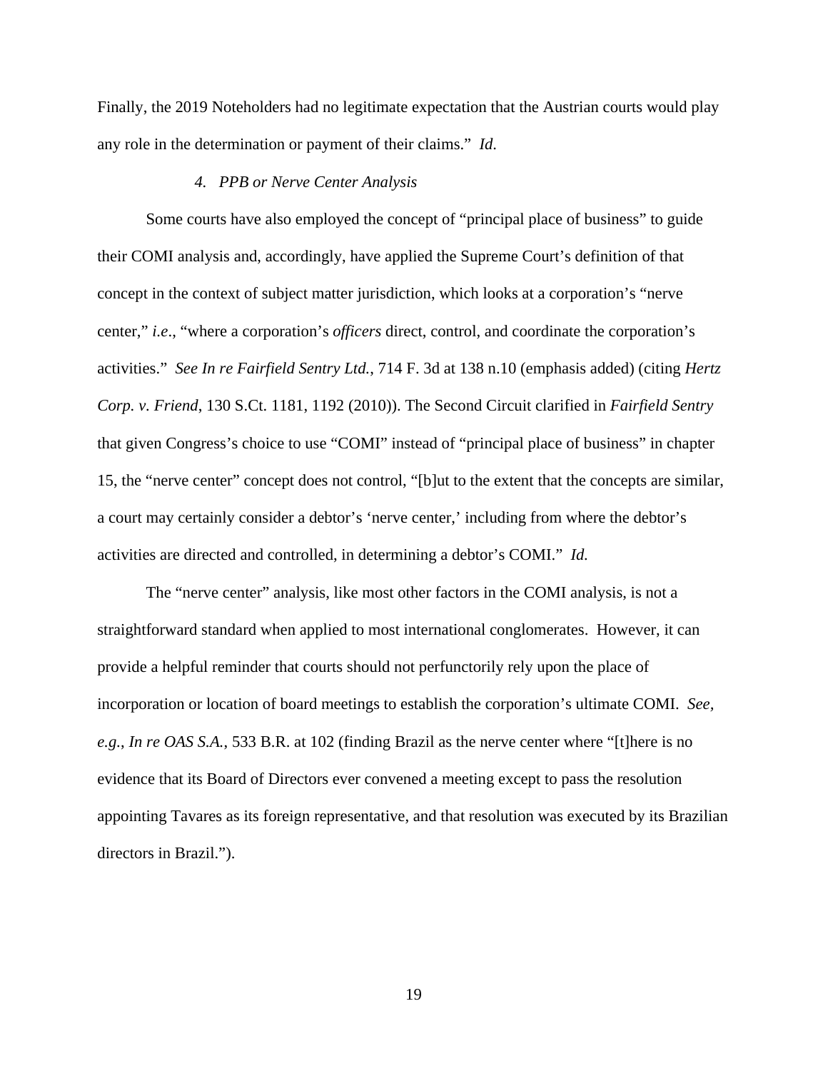Finally, the 2019 Noteholders had no legitimate expectation that the Austrian courts would play any role in the determination or payment of their claims." *Id.*

*4. PPB or Nerve Center Analysis*

Some courts have also employed the concept of "principal place of business" to guide their COMI analysis and, accordingly, have applied the Supreme Court's definition of that concept in the context of subject matter jurisdiction, which looks at a corporation's "nerve center," *i.e*., "where a corporation's *officers* direct, control, and coordinate the corporation's activities." *See In re Fairfield Sentry Ltd.*, 714 F. 3d at 138 n.10 (emphasis added) (citing *Hertz Corp. v. Friend*, 130 S.Ct. 1181, 1192 (2010)). The Second Circuit clarified in *Fairfield Sentry* that given Congress's choice to use "COMI" instead of "principal place of business" in chapter 15, the "nerve center" concept does not control, "[b]ut to the extent that the concepts are similar, a court may certainly consider a debtor's 'nerve center,' including from where the debtor's activities are directed and controlled, in determining a debtor's COMI." *Id.*

The "nerve center" analysis, like most other factors in the COMI analysis, is not a straightforward standard when applied to most international conglomerates. However, it can provide a helpful reminder that courts should not perfunctorily rely upon the place of incorporation or location of board meetings to establish the corporation's ultimate COMI. *See, e.g.*, *In re OAS S.A.*, 533 B.R. at 102 (finding Brazil as the nerve center where "[t]here is no evidence that its Board of Directors ever convened a meeting except to pass the resolution appointing Tavares as its foreign representative, and that resolution was executed by its Brazilian directors in Brazil.").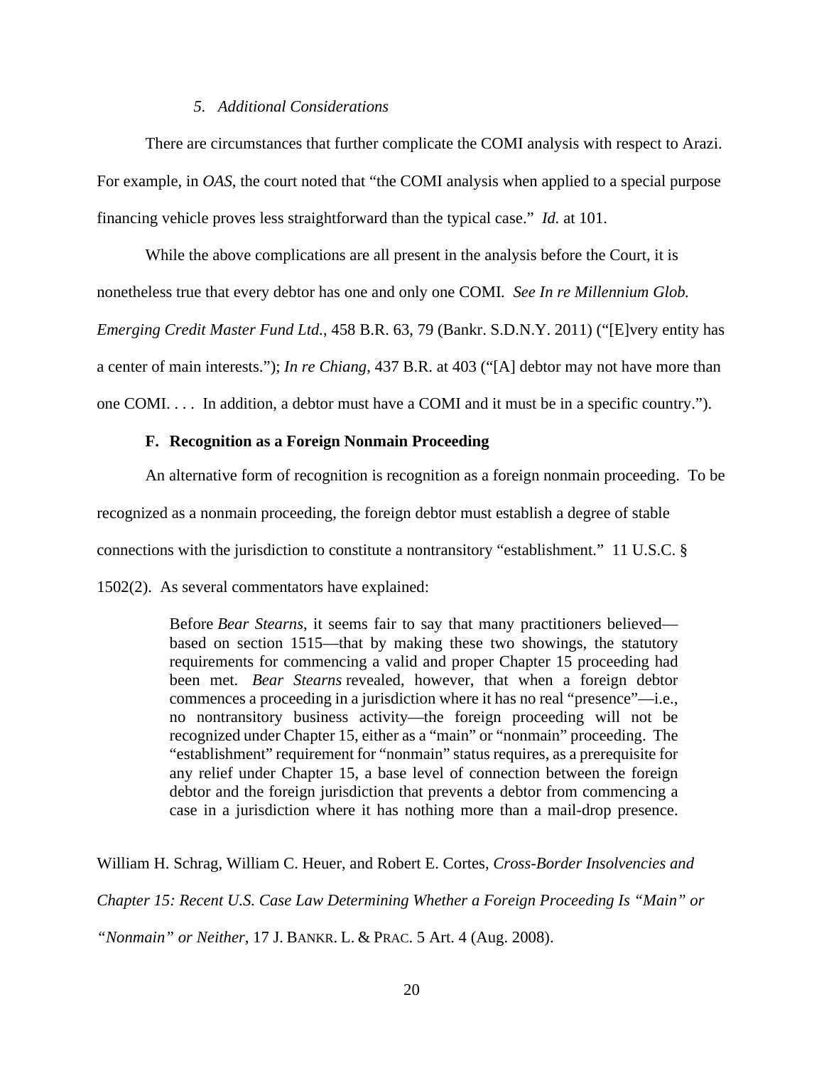#### *5. Additional Considerations*

There are circumstances that further complicate the COMI analysis with respect to Arazi. For example, in *OAS*, the court noted that "the COMI analysis when applied to a special purpose financing vehicle proves less straightforward than the typical case." *Id.* at 101.

While the above complications are all present in the analysis before the Court, it is nonetheless true that every debtor has one and only one COMI. *See In re Millennium Glob. Emerging Credit Master Fund Ltd.*, 458 B.R. 63, 79 (Bankr. S.D.N.Y. 2011) ("[E]very entity has a center of main interests."); *In re Chiang*, 437 B.R. at 403 ("[A] debtor may not have more than one COMI. . . . In addition, a debtor must have a COMI and it must be in a specific country.").

### F. Recognition as a Foreign Nonmain Proceeding

An alternative form of recognition is recognition as a foreign nonmain proceeding. To be recognized as a nonmain proceeding, the foreign debtor must establish a degree of stable connections with the jurisdiction to constitute a nontransitory "establishment." 11 U.S.C. § 1502(2). As several commentators have explained:

> Before *Bear Stearns*, it seems fair to say that many practitioners believed—based on section 1515—that by making these two showings, the statutory requirements for commencing a valid and proper Chapter 15 proceeding had been met. *Bear Stearns* revealed, however, that when a foreign debtor commences a proceeding in a jurisdiction where it has no real "presence"—i.e., no nontransitory business activity—the foreign proceeding will not be recognized under Chapter 15, either as a "main" or "nonmain" proceeding. The "establishment" requirement for "nonmain" status requires, as a prerequisite for any relief under Chapter 15, a base level of connection between the foreign debtor and the foreign jurisdiction that prevents a debtor from commencing a case in a jurisdiction where it has nothing more than a mail-drop presence.

William H. Schrag, William C. Heuer, and Robert E. Cortes, *Cross-Border Insolvencies and Chapter 15: Recent U.S. Case Law Determining Whether a Foreign Proceeding Is "Main" or "Nonmain" or Neither*, 17 J. BANKR. L. & PRAC. 5 Art. 4 (Aug. 2008).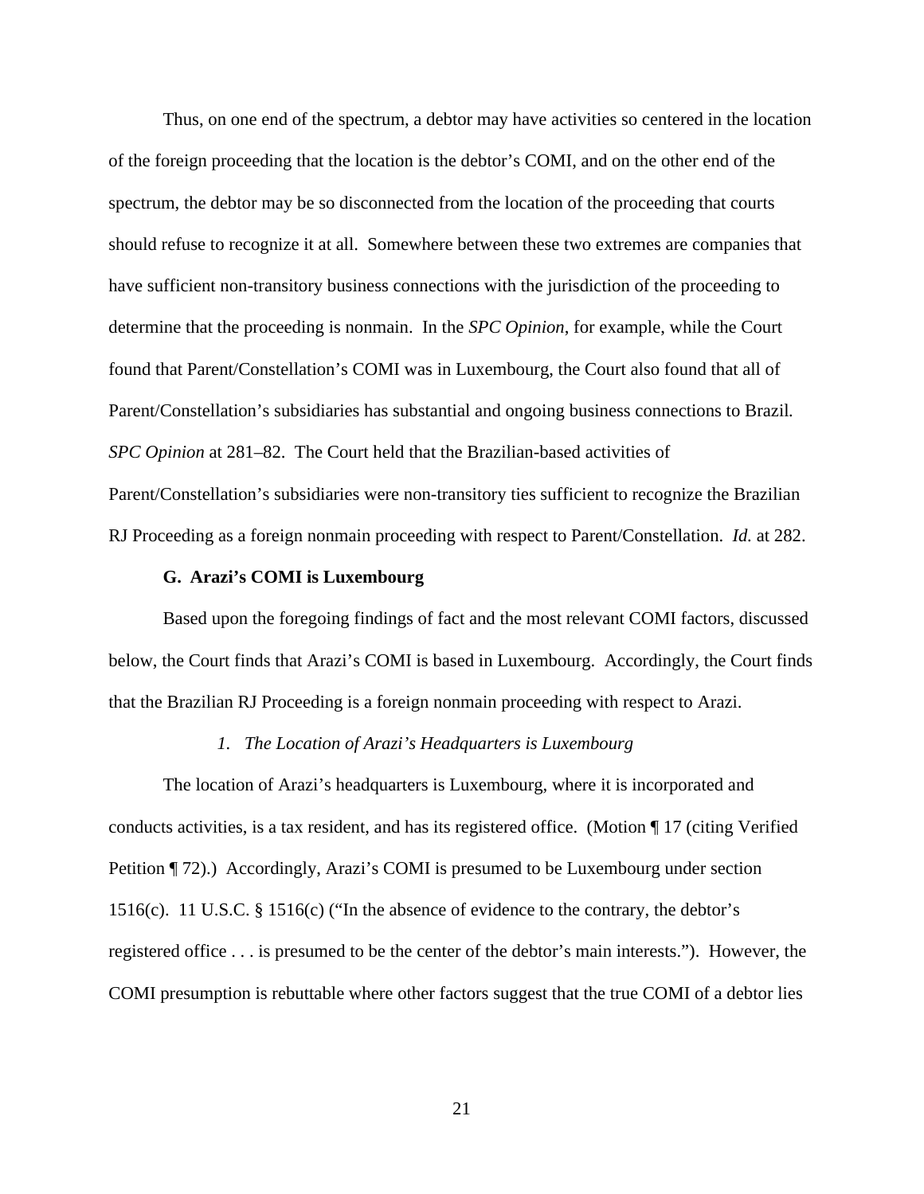Thus, on one end of the spectrum, a debtor may have activities so centered in the location of the foreign proceeding that the location is the debtor's COMI, and on the other end of the spectrum, the debtor may be so disconnected from the location of the proceeding that courts should refuse to recognize it at all. Somewhere between these two extremes are companies that have sufficient non-transitory business connections with the jurisdiction of the proceeding to determine that the proceeding is nonmain. In the *SPC Opinion*, for example, while the Court found that Parent/Constellation's COMI was in Luxembourg, the Court also found that all of Parent/Constellation's subsidiaries has substantial and ongoing business connections to Brazil. *SPC Opinion* at 281–82. The Court held that the Brazilian-based activities of Parent/Constellation's subsidiaries were non-transitory ties sufficient to recognize the Brazilian RJ Proceeding as a foreign nonmain proceeding with respect to Parent/Constellation. *Id.* at 282.

### G. Arazi's COMI is Luxembourg

Based upon the foregoing findings of fact and the most relevant COMI factors, discussed below, the Court finds that Arazi's COMI is based in Luxembourg. Accordingly, the Court finds that the Brazilian RJ Proceeding is a foreign nonmain proceeding with respect to Arazi.

#### *1. The Location of Arazi's Headquarters is Luxembourg*

The location of Arazi's headquarters is Luxembourg, where it is incorporated and conducts activities, is a tax resident, and has its registered office. (Motion ¶ 17 (citing Verified Petition ¶ 72).) Accordingly, Arazi's COMI is presumed to be Luxembourg under section 1516(c). 11 U.S.C. § 1516(c) ("In the absence of evidence to the contrary, the debtor's registered office . . . is presumed to be the center of the debtor's main interests."). However, the COMI presumption is rebuttable where other factors suggest that the true COMI of a debtor lies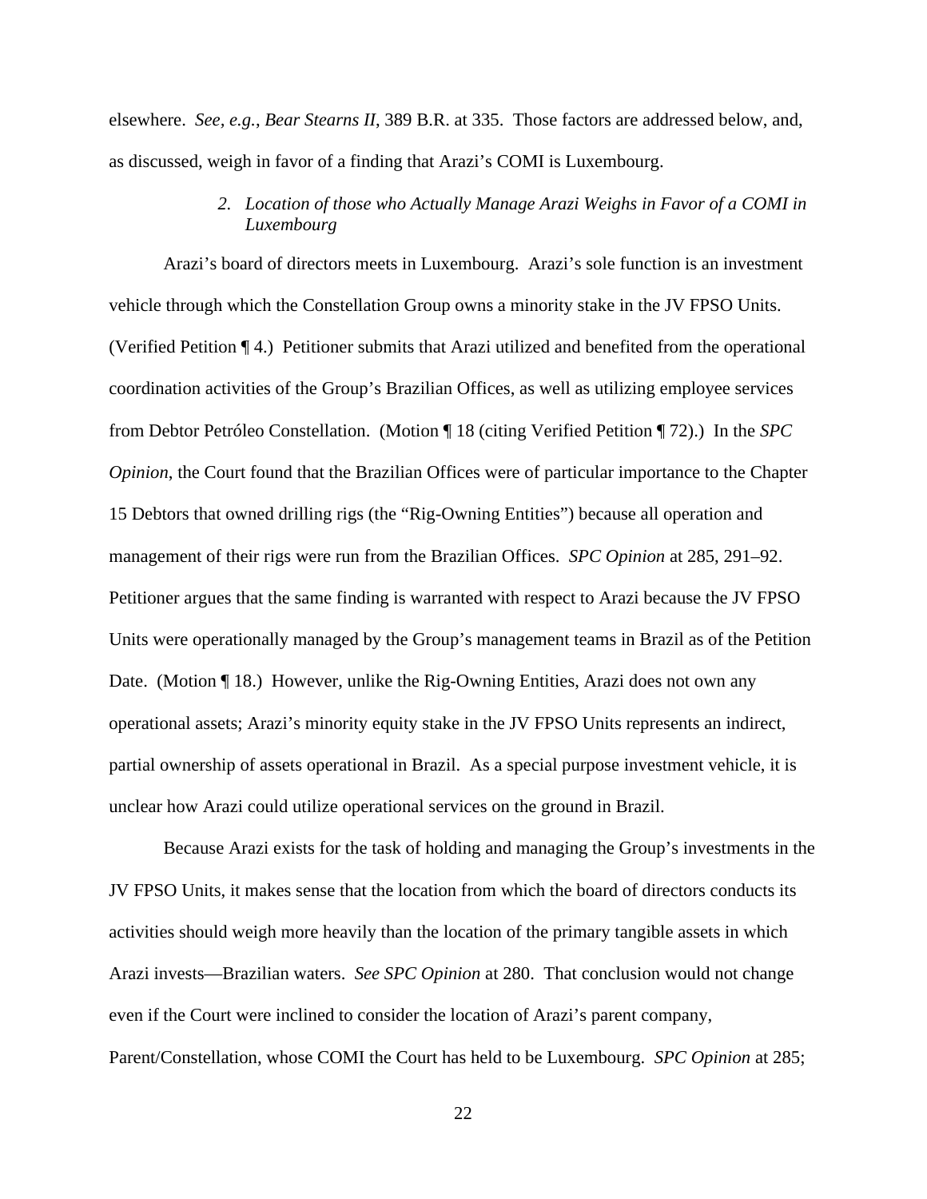elsewhere. *See, e.g.*, *Bear Stearns II*, 389 B.R. at 335. Those factors are addressed below, and, as discussed, weigh in favor of a finding that Arazi's COMI is Luxembourg.

*2. Location of those who Actually Manage Arazi Weighs in Favor of a COMI in Luxembourg*

Arazi's board of directors meets in Luxembourg. Arazi's sole function is an investment vehicle through which the Constellation Group owns a minority stake in the JV FPSO Units. (Verified Petition ¶ 4.) Petitioner submits that Arazi utilized and benefited from the operational coordination activities of the Group's Brazilian Offices, as well as utilizing employee services from Debtor Petróleo Constellation. (Motion ¶ 18 (citing Verified Petition ¶ 72).) In the *SPC Opinion*, the Court found that the Brazilian Offices were of particular importance to the Chapter 15 Debtors that owned drilling rigs (the "Rig-Owning Entities") because all operation and management of their rigs were run from the Brazilian Offices. *SPC Opinion* at 285, 291–92. Petitioner argues that the same finding is warranted with respect to Arazi because the JV FPSO Units were operationally managed by the Group's management teams in Brazil as of the Petition Date. (Motion ¶ 18.) However, unlike the Rig-Owning Entities, Arazi does not own any operational assets; Arazi's minority equity stake in the JV FPSO Units represents an indirect, partial ownership of assets operational in Brazil. As a special purpose investment vehicle, it is unclear how Arazi could utilize operational services on the ground in Brazil.

Because Arazi exists for the task of holding and managing the Group's investments in the JV FPSO Units, it makes sense that the location from which the board of directors conducts its activities should weigh more heavily than the location of the primary tangible assets in which Arazi invests—Brazilian waters. *See SPC Opinion* at 280. That conclusion would not change even if the Court were inclined to consider the location of Arazi's parent company, Parent/Constellation, whose COMI the Court has held to be Luxembourg. *SPC Opinion* at 285;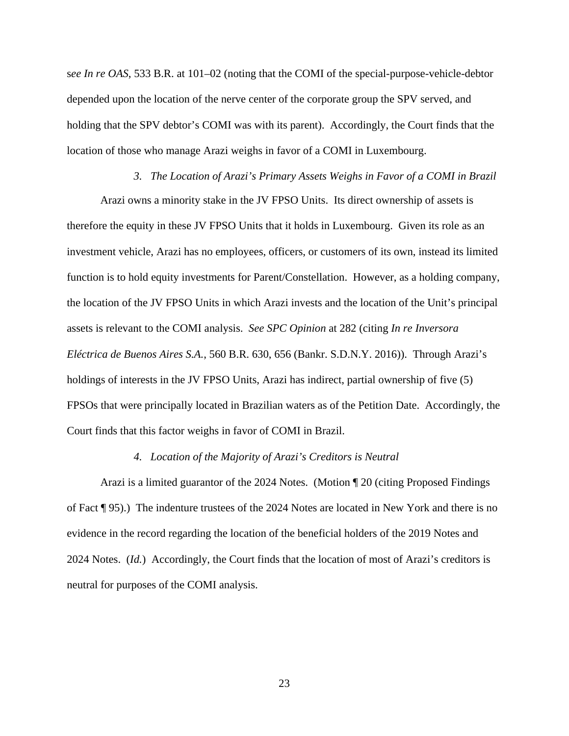s*ee In re OAS*, 533 B.R. at 101–02 (noting that the COMI of the special-purpose-vehicle-debtor depended upon the location of the nerve center of the corporate group the SPV served, and holding that the SPV debtor's COMI was with its parent). Accordingly, the Court finds that the location of those who manage Arazi weighs in favor of a COMI in Luxembourg.

### *3. The Location of Arazi's Primary Assets Weighs in Favor of a COMI in Brazil*

Arazi owns a minority stake in the JV FPSO Units. Its direct ownership of assets is therefore the equity in these JV FPSO Units that it holds in Luxembourg. Given its role as an investment vehicle, Arazi has no employees, officers, or customers of its own, instead its limited function is to hold equity investments for Parent/Constellation. However, as a holding company, the location of the JV FPSO Units in which Arazi invests and the location of the Unit's principal assets is relevant to the COMI analysis. *See SPC Opinion* at 282 (citing *In re Inversora Eléctrica de Buenos Aires S.A.*, 560 B.R. 630, 656 (Bankr. S.D.N.Y. 2016)). Through Arazi's holdings of interests in the JV FPSO Units, Arazi has indirect, partial ownership of five (5) FPSOs that were principally located in Brazilian waters as of the Petition Date. Accordingly, the Court finds that this factor weighs in favor of COMI in Brazil.

### *4. Location of the Majority of Arazi's Creditors is Neutral*

Arazi is a limited guarantor of the 2024 Notes. (Motion ¶ 20 (citing Proposed Findings of Fact ¶ 95).) The indenture trustees of the 2024 Notes are located in New York and there is no evidence in the record regarding the location of the beneficial holders of the 2019 Notes and 2024 Notes. (*Id.*) Accordingly, the Court finds that the location of most of Arazi's creditors is neutral for purposes of the COMI analysis.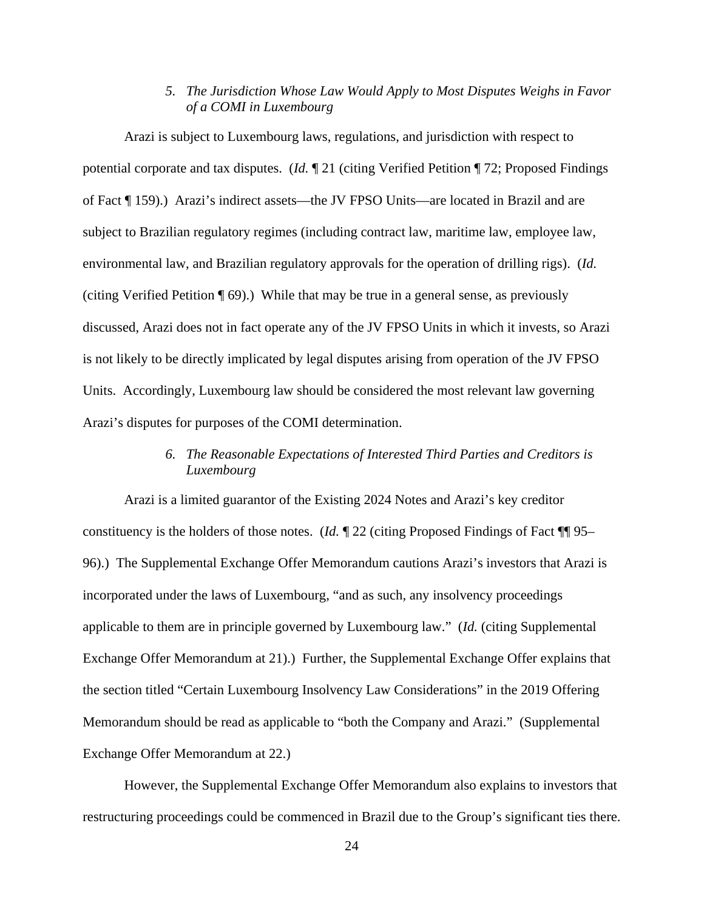### 5. *The Jurisdiction Whose Law Would Apply to Most Disputes Weighs in Favor of a COMI in Luxembourg*

Arazi is subject to Luxembourg laws, regulations, and jurisdiction with respect to potential corporate and tax disputes. (*Id.* ¶ 21 (citing Verified Petition ¶ 72; Proposed Findings of Fact ¶ 159).) Arazi's indirect assets—the JV FPSO Units—are located in Brazil and are subject to Brazilian regulatory regimes (including contract law, maritime law, employee law, environmental law, and Brazilian regulatory approvals for the operation of drilling rigs). (*Id.* (citing Verified Petition ¶ 69).) While that may be true in a general sense, as previously discussed, Arazi does not in fact operate any of the JV FPSO Units in which it invests, so Arazi is not likely to be directly implicated by legal disputes arising from operation of the JV FPSO Units. Accordingly, Luxembourg law should be considered the most relevant law governing Arazi's disputes for purposes of the COMI determination.

### 6. *The Reasonable Expectations of Interested Third Parties and Creditors is Luxembourg*

Arazi is a limited guarantor of the Existing 2024 Notes and Arazi's key creditor constituency is the holders of those notes. (*Id.* ¶ 22 (citing Proposed Findings of Fact ¶¶ 95–96).) The Supplemental Exchange Offer Memorandum cautions Arazi's investors that Arazi is incorporated under the laws of Luxembourg, "and as such, any insolvency proceedings applicable to them are in principle governed by Luxembourg law." (*Id.* (citing Supplemental Exchange Offer Memorandum at 21).) Further, the Supplemental Exchange Offer explains that the section titled "Certain Luxembourg Insolvency Law Considerations" in the 2019 Offering Memorandum should be read as applicable to "both the Company and Arazi." (Supplemental Exchange Offer Memorandum at 22.)

However, the Supplemental Exchange Offer Memorandum also explains to investors that restructuring proceedings could be commenced in Brazil due to the Group's significant ties there.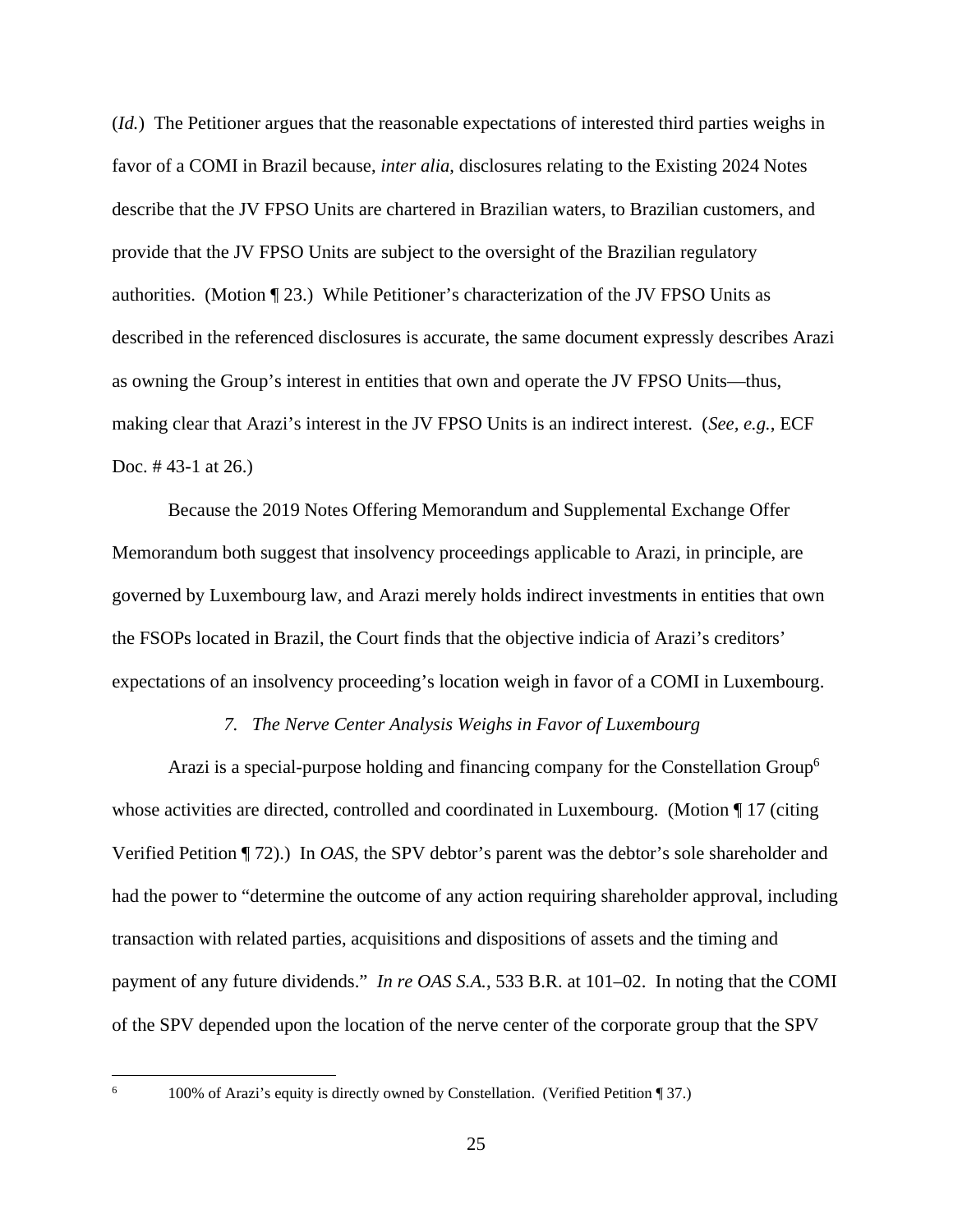(*Id.*) The Petitioner argues that the reasonable expectations of interested third parties weighs in favor of a COMI in Brazil because, *inter alia*, disclosures relating to the Existing 2024 Notes describe that the JV FPSO Units are chartered in Brazilian waters, to Brazilian customers, and provide that the JV FPSO Units are subject to the oversight of the Brazilian regulatory authorities. (Motion ¶ 23.) While Petitioner's characterization of the JV FPSO Units as described in the referenced disclosures is accurate, the same document expressly describes Arazi as owning the Group's interest in entities that own and operate the JV FPSO Units—thus, making clear that Arazi's interest in the JV FPSO Units is an indirect interest. (*See, e.g.*, ECF Doc. # 43-1 at 26.)

Because the 2019 Notes Offering Memorandum and Supplemental Exchange Offer Memorandum both suggest that insolvency proceedings applicable to Arazi, in principle, are governed by Luxembourg law, and Arazi merely holds indirect investments in entities that own the FSOPs located in Brazil, the Court finds that the objective indicia of Arazi's creditors' expectations of an insolvency proceeding's location weigh in favor of a COMI in Luxembourg.

*7. The Nerve Center Analysis Weighs in Favor of Luxembourg*

Arazi is a special-purpose holding and financing company for the Constellation Group[6] whose activities are directed, controlled and coordinated in Luxembourg. (Motion ¶ 17 (citing Verified Petition ¶ 72).) In *OAS*, the SPV debtor's parent was the debtor's sole shareholder and had the power to "determine the outcome of any action requiring shareholder approval, including transaction with related parties, acquisitions and dispositions of assets and the timing and payment of any future dividends." *In re OAS S.A.*, 533 B.R. at 101–02. In noting that the COMI of the SPV depended upon the location of the nerve center of the corporate group that the SPV

[6] 100% of Arazi's equity is directly owned by Constellation. (Verified Petition ¶ 37.)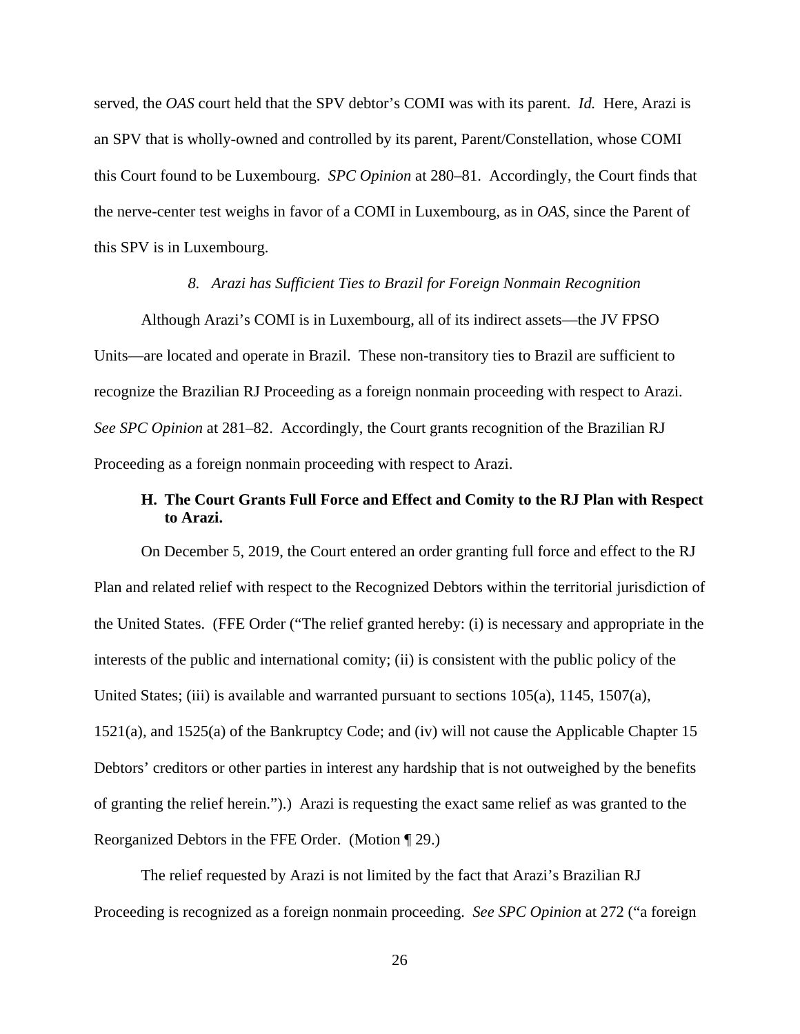served, the *OAS* court held that the SPV debtor's COMI was with its parent. *Id.* Here, Arazi is an SPV that is wholly-owned and controlled by its parent, Parent/Constellation, whose COMI this Court found to be Luxembourg. *SPC Opinion* at 280–81. Accordingly, the Court finds that the nerve-center test weighs in favor of a COMI in Luxembourg, as in *OAS*, since the Parent of this SPV is in Luxembourg.

#### *8. Arazi has Sufficient Ties to Brazil for Foreign Nonmain Recognition*

Although Arazi's COMI is in Luxembourg, all of its indirect assets—the JV FPSO Units—are located and operate in Brazil. These non-transitory ties to Brazil are sufficient to recognize the Brazilian RJ Proceeding as a foreign nonmain proceeding with respect to Arazi. *See SPC Opinion* at 281–82. Accordingly, the Court grants recognition of the Brazilian RJ Proceeding as a foreign nonmain proceeding with respect to Arazi.

### **H. The Court Grants Full Force and Effect and Comity to the RJ Plan with Respect to Arazi.**

On December 5, 2019, the Court entered an order granting full force and effect to the RJ Plan and related relief with respect to the Recognized Debtors within the territorial jurisdiction of the United States. (FFE Order ("The relief granted hereby: (i) is necessary and appropriate in the interests of the public and international comity; (ii) is consistent with the public policy of the United States; (iii) is available and warranted pursuant to sections 105(a), 1145, 1507(a), 1521(a), and 1525(a) of the Bankruptcy Code; and (iv) will not cause the Applicable Chapter 15 Debtors' creditors or other parties in interest any hardship that is not outweighed by the benefits of granting the relief herein.").) Arazi is requesting the exact same relief as was granted to the Reorganized Debtors in the FFE Order. (Motion ¶ 29.)

The relief requested by Arazi is not limited by the fact that Arazi's Brazilian RJ Proceeding is recognized as a foreign nonmain proceeding. *See SPC Opinion* at 272 ("a foreign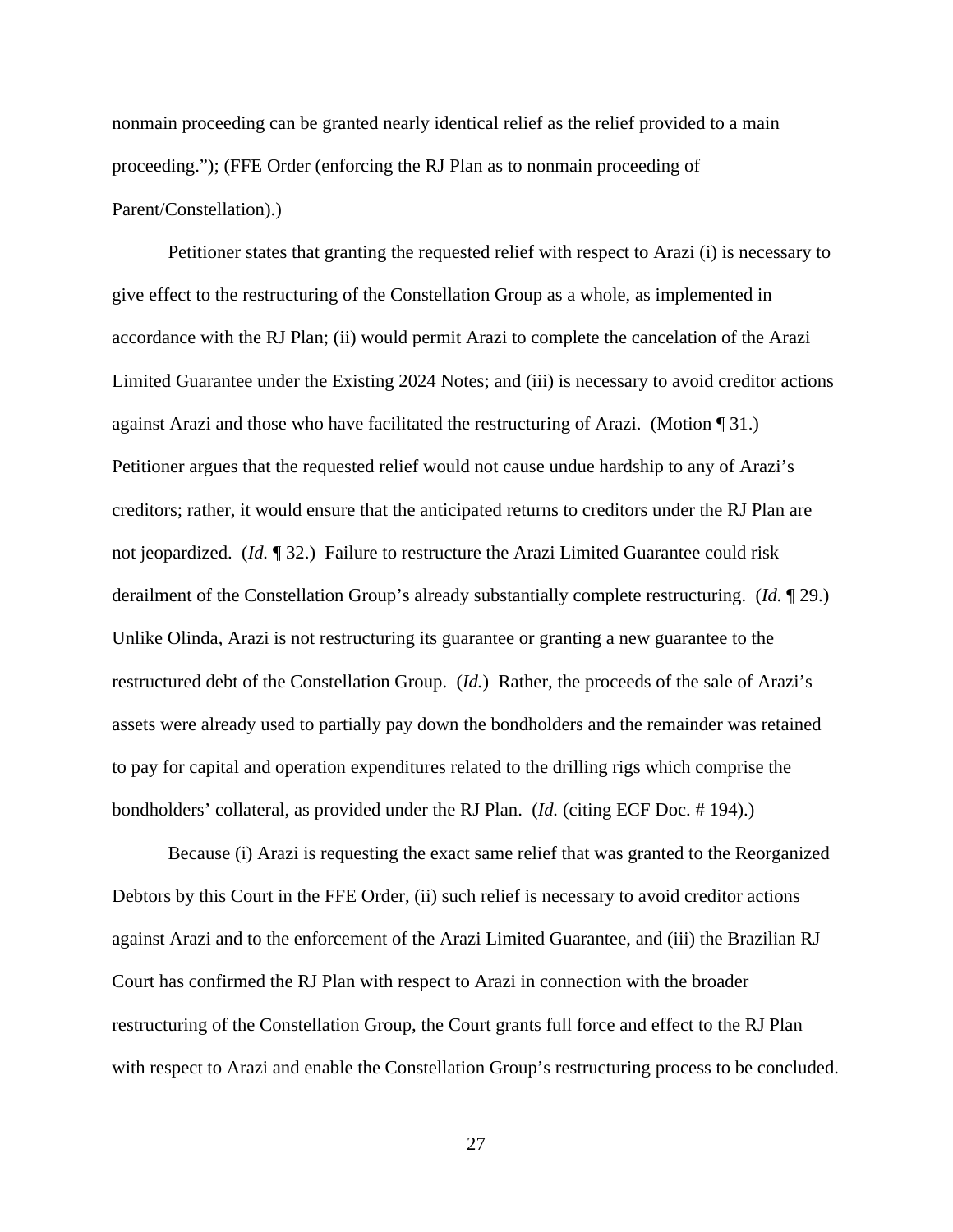nonmain proceeding can be granted nearly identical relief as the relief provided to a main proceeding."); (FFE Order (enforcing the RJ Plan as to nonmain proceeding of Parent/Constellation).)

Petitioner states that granting the requested relief with respect to Arazi (i) is necessary to give effect to the restructuring of the Constellation Group as a whole, as implemented in accordance with the RJ Plan; (ii) would permit Arazi to complete the cancelation of the Arazi Limited Guarantee under the Existing 2024 Notes; and (iii) is necessary to avoid creditor actions against Arazi and those who have facilitated the restructuring of Arazi. (Motion ¶ 31.) Petitioner argues that the requested relief would not cause undue hardship to any of Arazi's creditors; rather, it would ensure that the anticipated returns to creditors under the RJ Plan are not jeopardized. (*Id.* ¶ 32.) Failure to restructure the Arazi Limited Guarantee could risk derailment of the Constellation Group's already substantially complete restructuring. (*Id.* ¶ 29.) Unlike Olinda, Arazi is not restructuring its guarantee or granting a new guarantee to the restructured debt of the Constellation Group. (*Id.*) Rather, the proceeds of the sale of Arazi's assets were already used to partially pay down the bondholders and the remainder was retained to pay for capital and operation expenditures related to the drilling rigs which comprise the bondholders' collateral, as provided under the RJ Plan. (*Id.* (citing ECF Doc. # 194).)

Because (i) Arazi is requesting the exact same relief that was granted to the Reorganized Debtors by this Court in the FFE Order, (ii) such relief is necessary to avoid creditor actions against Arazi and to the enforcement of the Arazi Limited Guarantee, and (iii) the Brazilian RJ Court has confirmed the RJ Plan with respect to Arazi in connection with the broader restructuring of the Constellation Group, the Court grants full force and effect to the RJ Plan with respect to Arazi and enable the Constellation Group's restructuring process to be concluded.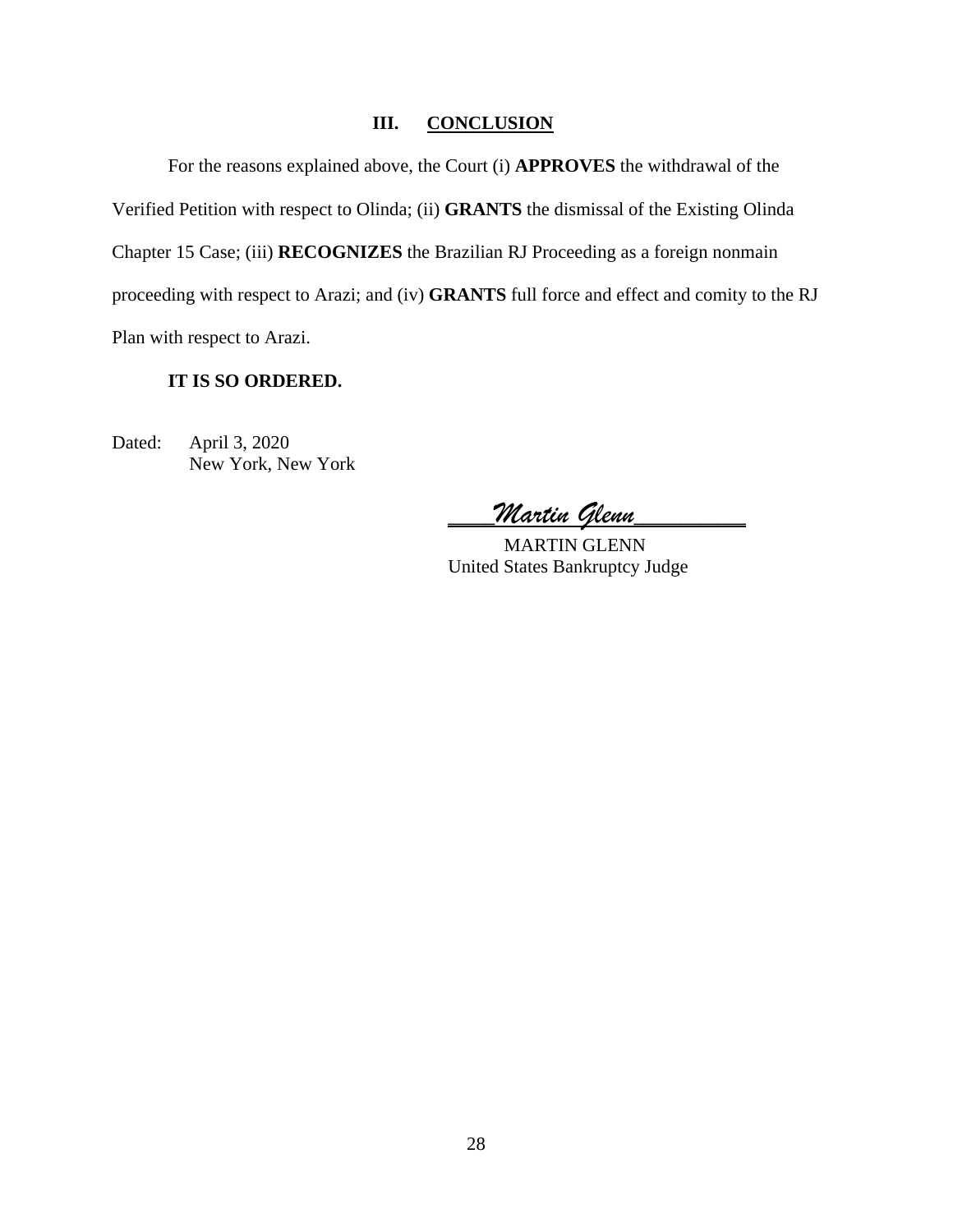## III. CONCLUSION

For the reasons explained above, the Court (i) **APPROVES** the withdrawal of the Verified Petition with respect to Olinda; (ii) **GRANTS** the dismissal of the Existing Olinda Chapter 15 Case; (iii) **RECOGNIZES** the Brazilian RJ Proceeding as a foreign nonmain proceeding with respect to Arazi; and (iv) **GRANTS** full force and effect and comity to the RJ Plan with respect to Arazi.

**IT IS SO ORDERED.**

Dated: April 3, 2020
New York, New York

*Martin Glenn*

MARTIN GLENN
United States Bankruptcy Judge